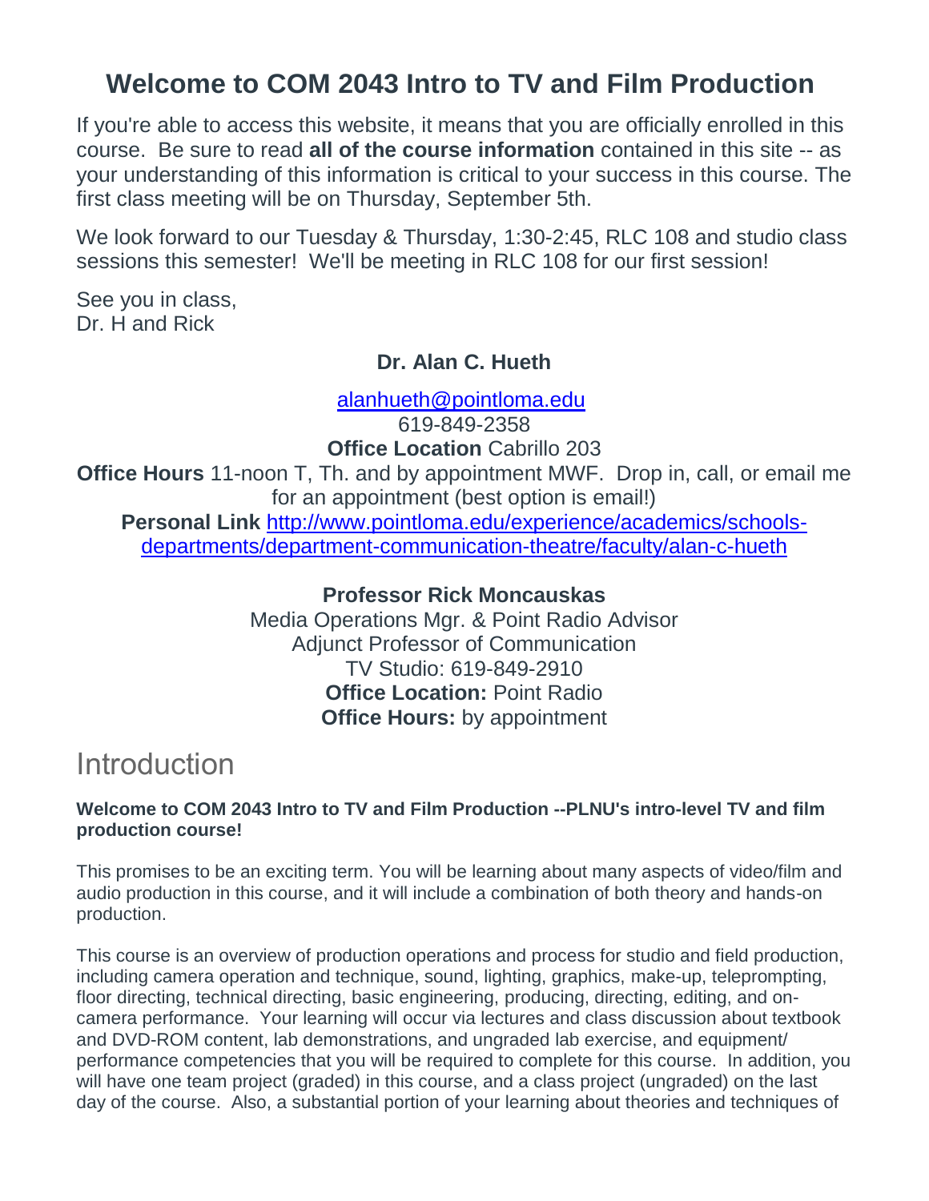# Welcome to COM 2043 Intro to TV and Film Production

If you're able to access this website, it means that you are officially enrolled in this course. Be sure to read **all of the course information** contained in this site -- as your understanding of this information is critical to your success in this course. The first class meeting will be on Thursday, September 5th.

We look forward to our Tuesday & Thursday, 1:30-2:45, RLC 108 and studio class sessions this semester! We'll be meeting in RLC 108 for our first session!

See you in class,
Dr. H and Rick

**Dr. Alan C. Hueth**

alanhueth@pointloma.edu
619-849-2358
**Office Location** Cabrillo 203
**Office Hours** 11-noon T, Th. and by appointment MWF. Drop in, call, or email me for an appointment (best option is email!)
**Personal Link** http://www.pointloma.edu/experience/academics/schools-departments/department-communication-theatre/faculty/alan-c-hueth

**Professor Rick Moncauskas**
Media Operations Mgr. & Point Radio Advisor
Adjunct Professor of Communication
TV Studio: 619-849-2910
**Office Location:** Point Radio
**Office Hours:** by appointment

## Introduction

**Welcome to COM 2043 Intro to TV and Film Production --PLNU's intro-level TV and film production course!**

This promises to be an exciting term. You will be learning about many aspects of video/film and audio production in this course, and it will include a combination of both theory and hands-on production.

This course is an overview of production operations and process for studio and field production, including camera operation and technique, sound, lighting, graphics, make-up, teleprompting, floor directing, technical directing, basic engineering, producing, directing, editing, and on-camera performance. Your learning will occur via lectures and class discussion about textbook and DVD-ROM content, lab demonstrations, and ungraded lab exercise, and equipment/ performance competencies that you will be required to complete for this course. In addition, you will have one team project (graded) in this course, and a class project (ungraded) on the last day of the course. Also, a substantial portion of your learning about theories and techniques of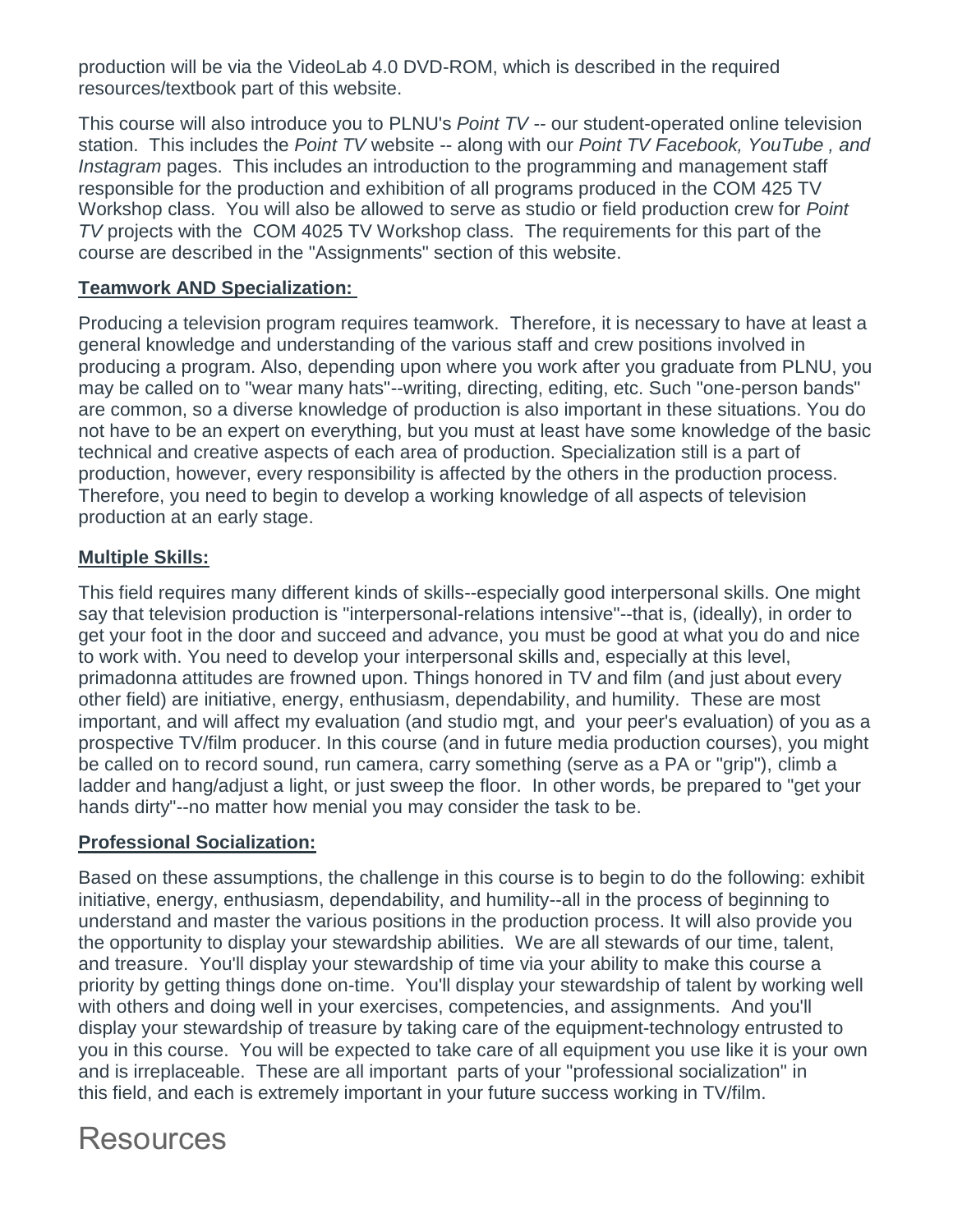production will be via the VideoLab 4.0 DVD-ROM, which is described in the required resources/textbook part of this website.

This course will also introduce you to PLNU's *Point TV* -- our student-operated online television station. This includes the *Point TV* website -- along with our *Point TV Facebook, YouTube , and Instagram* pages. This includes an introduction to the programming and management staff responsible for the production and exhibition of all programs produced in the COM 425 TV Workshop class. You will also be allowed to serve as studio or field production crew for *Point TV* projects with the COM 4025 TV Workshop class. The requirements for this part of the course are described in the "Assignments" section of this website.

**Teamwork AND Specialization:**

Producing a television program requires teamwork. Therefore, it is necessary to have at least a general knowledge and understanding of the various staff and crew positions involved in producing a program. Also, depending upon where you work after you graduate from PLNU, you may be called on to "wear many hats"--writing, directing, editing, etc. Such "one-person bands" are common, so a diverse knowledge of production is also important in these situations. You do not have to be an expert on everything, but you must at least have some knowledge of the basic technical and creative aspects of each area of production. Specialization still is a part of production, however, every responsibility is affected by the others in the production process. Therefore, you need to begin to develop a working knowledge of all aspects of television production at an early stage.

**Multiple Skills:**

This field requires many different kinds of skills--especially good interpersonal skills. One might say that television production is "interpersonal-relations intensive"--that is, (ideally), in order to get your foot in the door and succeed and advance, you must be good at what you do and nice to work with. You need to develop your interpersonal skills and, especially at this level, primadonna attitudes are frowned upon. Things honored in TV and film (and just about every other field) are initiative, energy, enthusiasm, dependability, and humility. These are most important, and will affect my evaluation (and studio mgt, and your peer's evaluation) of you as a prospective TV/film producer. In this course (and in future media production courses), you might be called on to record sound, run camera, carry something (serve as a PA or "grip"), climb a ladder and hang/adjust a light, or just sweep the floor. In other words, be prepared to "get your hands dirty"--no matter how menial you may consider the task to be.

**Professional Socialization:**

Based on these assumptions, the challenge in this course is to begin to do the following: exhibit initiative, energy, enthusiasm, dependability, and humility--all in the process of beginning to understand and master the various positions in the production process. It will also provide you the opportunity to display your stewardship abilities. We are all stewards of our time, talent, and treasure. You'll display your stewardship of time via your ability to make this course a priority by getting things done on-time. You'll display your stewardship of talent by working well with others and doing well in your exercises, competencies, and assignments. And you'll display your stewardship of treasure by taking care of the equipment-technology entrusted to you in this course. You will be expected to take care of all equipment you use like it is your own and is irreplaceable. These are all important parts of your "professional socialization" in this field, and each is extremely important in your future success working in TV/film.

# Resources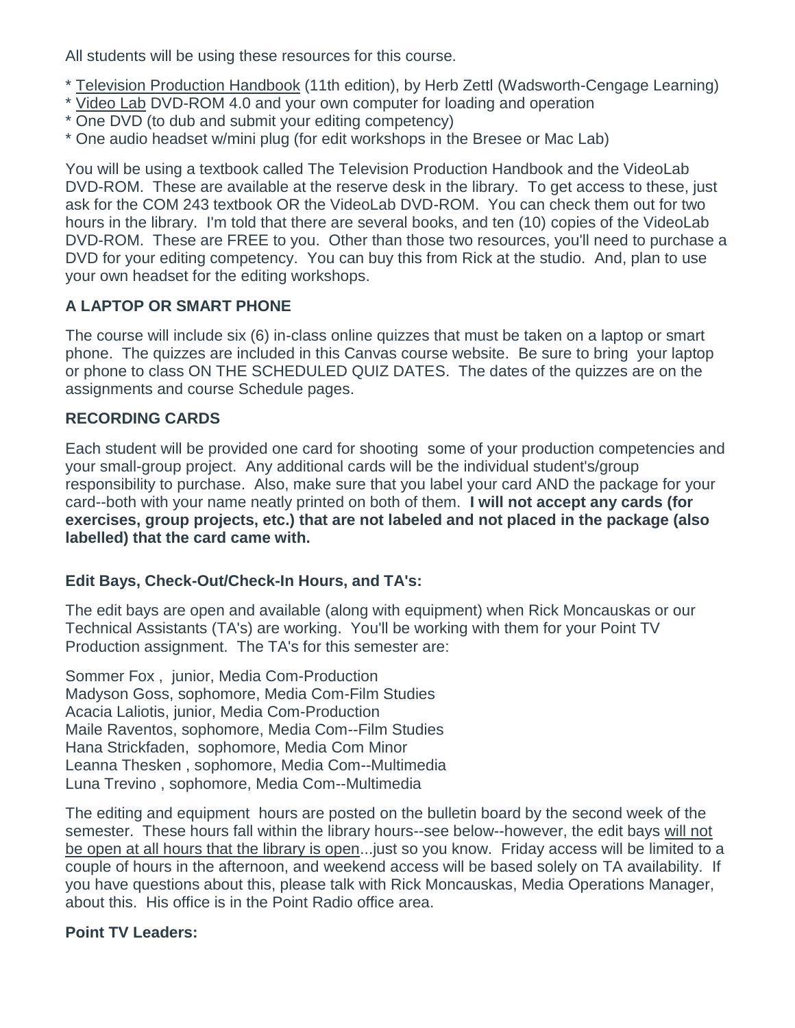All students will be using these resources for this course.

* Television Production Handbook (11th edition), by Herb Zettl (Wadsworth-Cengage Learning)
* Video Lab DVD-ROM 4.0 and your own computer for loading and operation
* One DVD (to dub and submit your editing competency)
* One audio headset w/mini plug (for edit workshops in the Bresee or Mac Lab)

You will be using a textbook called The Television Production Handbook and the VideoLab DVD-ROM. These are available at the reserve desk in the library. To get access to these, just ask for the COM 243 textbook OR the VideoLab DVD-ROM. You can check them out for two hours in the library. I'm told that there are several books, and ten (10) copies of the VideoLab DVD-ROM. These are FREE to you. Other than those two resources, you'll need to purchase a DVD for your editing competency. You can buy this from Rick at the studio. And, plan to use your own headset for the editing workshops.

**A LAPTOP OR SMART PHONE**

The course will include six (6) in-class online quizzes that must be taken on a laptop or smart phone. The quizzes are included in this Canvas course website. Be sure to bring your laptop or phone to class ON THE SCHEDULED QUIZ DATES. The dates of the quizzes are on the assignments and course Schedule pages.

**RECORDING CARDS**

Each student will be provided one card for shooting some of your production competencies and your small-group project. Any additional cards will be the individual student's/group responsibility to purchase. Also, make sure that you label your card AND the package for your card--both with your name neatly printed on both of them. **I will not accept any cards (for exercises, group projects, etc.) that are not labeled and not placed in the package (also labelled) that the card came with.**

**Edit Bays, Check-Out/Check-In Hours, and TA's:**

The edit bays are open and available (along with equipment) when Rick Moncauskas or our Technical Assistants (TA's) are working. You'll be working with them for your Point TV Production assignment. The TA's for this semester are:

Sommer Fox , junior, Media Com-Production
Madyson Goss, sophomore, Media Com-Film Studies
Acacia Laliotis, junior, Media Com-Production
Maile Raventos, sophomore, Media Com--Film Studies
Hana Strickfaden, sophomore, Media Com Minor
Leanna Thesken , sophomore, Media Com--Multimedia
Luna Trevino , sophomore, Media Com--Multimedia

The editing and equipment hours are posted on the bulletin board by the second week of the semester. These hours fall within the library hours--see below--however, the edit bays will not be open at all hours that the library is open...just so you know. Friday access will be limited to a couple of hours in the afternoon, and weekend access will be based solely on TA availability. If you have questions about this, please talk with Rick Moncauskas, Media Operations Manager, about this. His office is in the Point Radio office area.

**Point TV Leaders:**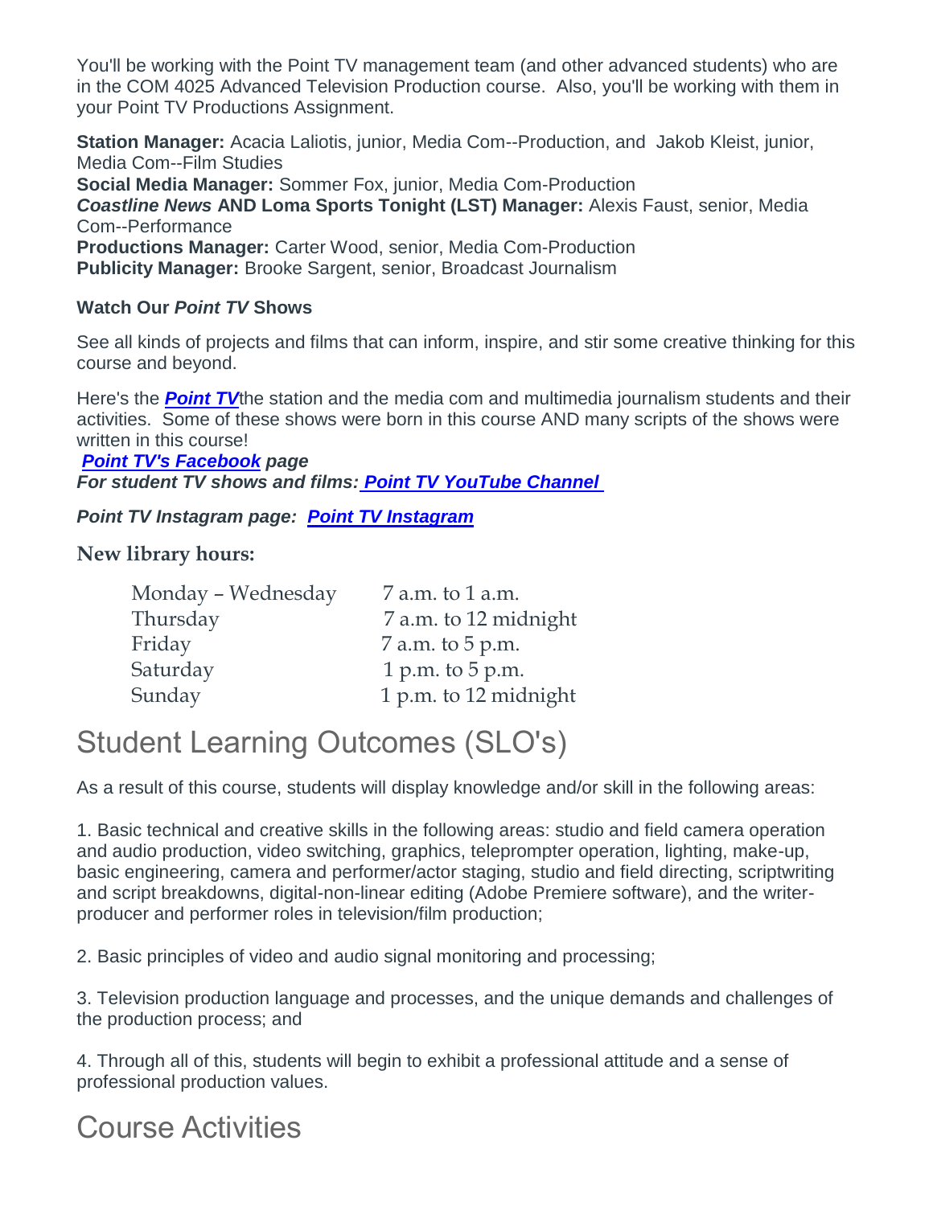You'll be working with the Point TV management team (and other advanced students) who are in the COM 4025 Advanced Television Production course.  Also, you'll be working with them in your Point TV Productions Assignment.

**Station Manager:** Acacia Laliotis, junior, Media Com--Production, and  Jakob Kleist, junior, Media Com--Film Studies
**Social Media Manager:** Sommer Fox, junior, Media Com-Production
***Coastline News* AND Loma Sports Tonight (LST) Manager:** Alexis Faust, senior, Media Com--Performance
**Productions Manager:** Carter Wood, senior, Media Com-Production
**Publicity Manager:** Brooke Sargent, senior, Broadcast Journalism

**Watch Our *Point TV* Shows**

See all kinds of projects and films that can inform, inspire, and stir some creative thinking for this course and beyond.

Here's the ***Point TV***the station and the media com and multimedia journalism students and their activities.  Some of these shows were born in this course AND many scripts of the shows were written in this course!
***Point TV's Facebook** page*
***For student TV shows and films: Point TV YouTube Channel***

***Point TV Instagram page:  Point TV Instagram***

**New library hours:**

| | |
|---|---|
| Monday – Wednesday | 7 a.m. to 1 a.m. |
| Thursday | 7 a.m. to 12 midnight |
| Friday | 7 a.m. to 5 p.m. |
| Saturday | 1 p.m. to 5 p.m. |
| Sunday | 1 p.m. to 12 midnight |

# Student Learning Outcomes (SLO's)

As a result of this course, students will display knowledge and/or skill in the following areas:

1. Basic technical and creative skills in the following areas: studio and field camera operation and audio production, video switching, graphics, teleprompter operation, lighting, make-up, basic engineering, camera and performer/actor staging, studio and field directing, scriptwriting and script breakdowns, digital-non-linear editing (Adobe Premiere software), and the writer-producer and performer roles in television/film production;

2. Basic principles of video and audio signal monitoring and processing;

3. Television production language and processes, and the unique demands and challenges of the production process; and

4. Through all of this, students will begin to exhibit a professional attitude and a sense of professional production values.

# Course Activities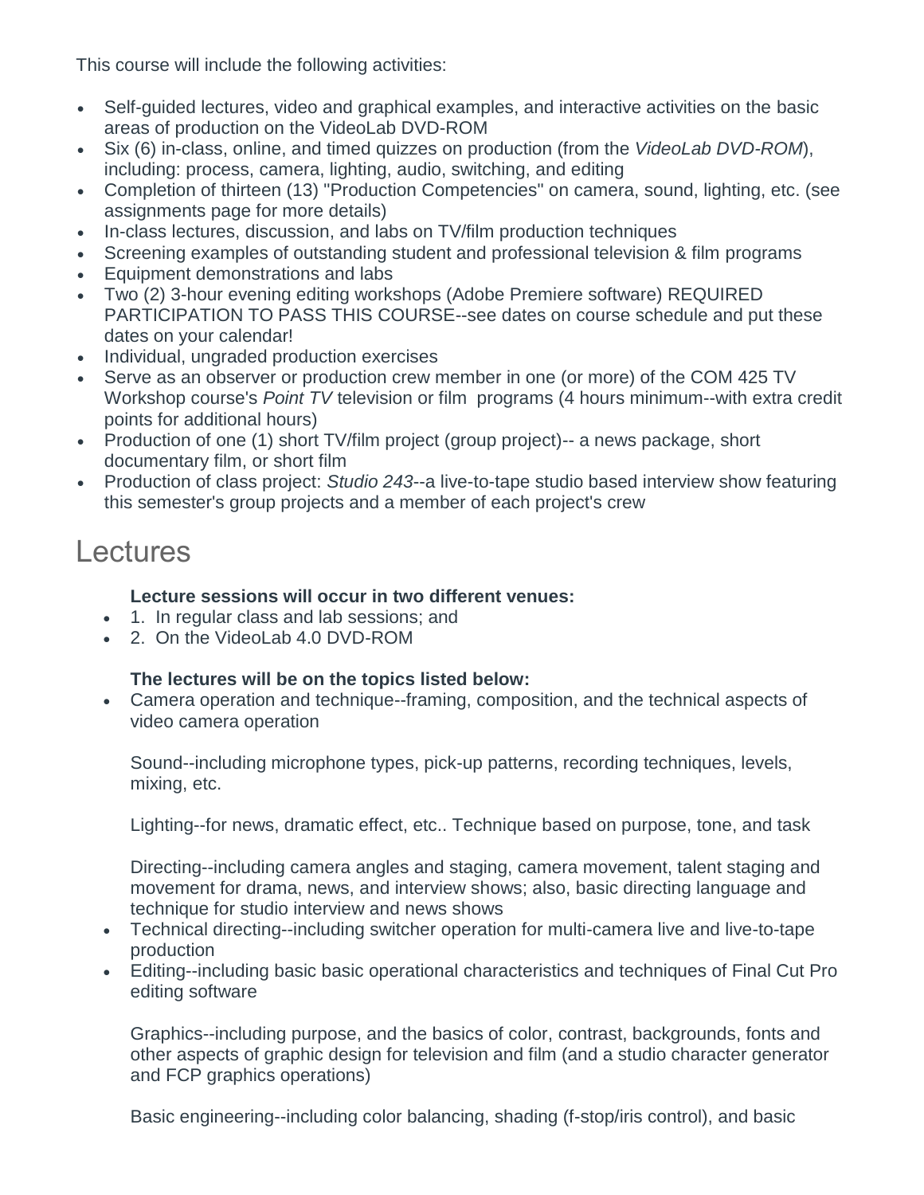This course will include the following activities:

- Self-guided lectures, video and graphical examples, and interactive activities on the basic areas of production on the VideoLab DVD-ROM
- Six (6) in-class, online, and timed quizzes on production (from the *VideoLab DVD-ROM*), including: process, camera, lighting, audio, switching, and editing
- Completion of thirteen (13) "Production Competencies" on camera, sound, lighting, etc. (see assignments page for more details)
- In-class lectures, discussion, and labs on TV/film production techniques
- Screening examples of outstanding student and professional television & film programs
- Equipment demonstrations and labs
- Two (2) 3-hour evening editing workshops (Adobe Premiere software) REQUIRED PARTICIPATION TO PASS THIS COURSE--see dates on course schedule and put these dates on your calendar!
- Individual, ungraded production exercises
- Serve as an observer or production crew member in one (or more) of the COM 425 TV Workshop course's *Point TV* television or film programs (4 hours minimum--with extra credit points for additional hours)
- Production of one (1) short TV/film project (group project)-- a news package, short documentary film, or short film
- Production of class project: *Studio 243*--a live-to-tape studio based interview show featuring this semester's group projects and a member of each project's crew

# Lectures

**Lecture sessions will occur in two different venues:**

- 1. In regular class and lab sessions; and
- 2. On the VideoLab 4.0 DVD-ROM

**The lectures will be on the topics listed below:**

- Camera operation and technique--framing, composition, and the technical aspects of video camera operation

  Sound--including microphone types, pick-up patterns, recording techniques, levels, mixing, etc.

  Lighting--for news, dramatic effect, etc.. Technique based on purpose, tone, and task

  Directing--including camera angles and staging, camera movement, talent staging and movement for drama, news, and interview shows; also, basic directing language and technique for studio interview and news shows
- Technical directing--including switcher operation for multi-camera live and live-to-tape production
- Editing--including basic basic operational characteristics and techniques of Final Cut Pro editing software

  Graphics--including purpose, and the basics of color, contrast, backgrounds, fonts and other aspects of graphic design for television and film (and a studio character generator and FCP graphics operations)

  Basic engineering--including color balancing, shading (f-stop/iris control), and basic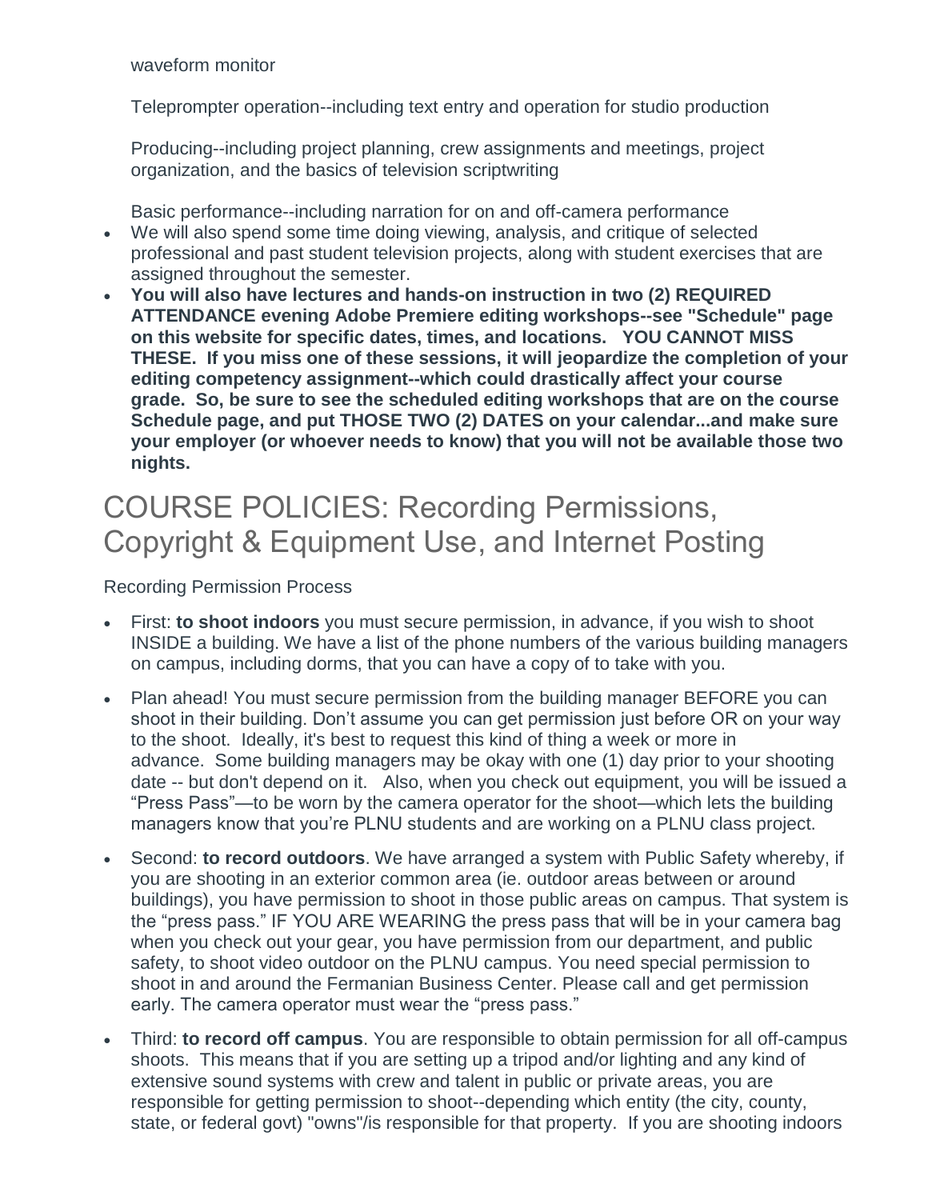waveform monitor

Teleprompter operation--including text entry and operation for studio production

Producing--including project planning, crew assignments and meetings, project organization, and the basics of television scriptwriting

Basic performance--including narration for on and off-camera performance

- We will also spend some time doing viewing, analysis, and critique of selected professional and past student television projects, along with student exercises that are assigned throughout the semester.
- **You will also have lectures and hands-on instruction in two (2) REQUIRED ATTENDANCE evening Adobe Premiere editing workshops--see "Schedule" page on this website for specific dates, times, and locations. YOU CANNOT MISS THESE. If you miss one of these sessions, it will jeopardize the completion of your editing competency assignment--which could drastically affect your course grade. So, be sure to see the scheduled editing workshops that are on the course Schedule page, and put THOSE TWO (2) DATES on your calendar...and make sure your employer (or whoever needs to know) that you will not be available those two nights.**

# COURSE POLICIES: Recording Permissions, Copyright & Equipment Use, and Internet Posting

Recording Permission Process

- First: **to shoot indoors** you must secure permission, in advance, if you wish to shoot INSIDE a building. We have a list of the phone numbers of the various building managers on campus, including dorms, that you can have a copy of to take with you.
- Plan ahead! You must secure permission from the building manager BEFORE you can shoot in their building. Don't assume you can get permission just before OR on your way to the shoot. Ideally, it's best to request this kind of thing a week or more in advance. Some building managers may be okay with one (1) day prior to your shooting date -- but don't depend on it. Also, when you check out equipment, you will be issued a "Press Pass"—to be worn by the camera operator for the shoot—which lets the building managers know that you're PLNU students and are working on a PLNU class project.
- Second: **to record outdoors**. We have arranged a system with Public Safety whereby, if you are shooting in an exterior common area (ie. outdoor areas between or around buildings), you have permission to shoot in those public areas on campus. That system is the "press pass." IF YOU ARE WEARING the press pass that will be in your camera bag when you check out your gear, you have permission from our department, and public safety, to shoot video outdoor on the PLNU campus. You need special permission to shoot in and around the Fermanian Business Center. Please call and get permission early. The camera operator must wear the "press pass."
- Third: **to record off campus**. You are responsible to obtain permission for all off-campus shoots. This means that if you are setting up a tripod and/or lighting and any kind of extensive sound systems with crew and talent in public or private areas, you are responsible for getting permission to shoot--depending which entity (the city, county, state, or federal govt) "owns"/is responsible for that property. If you are shooting indoors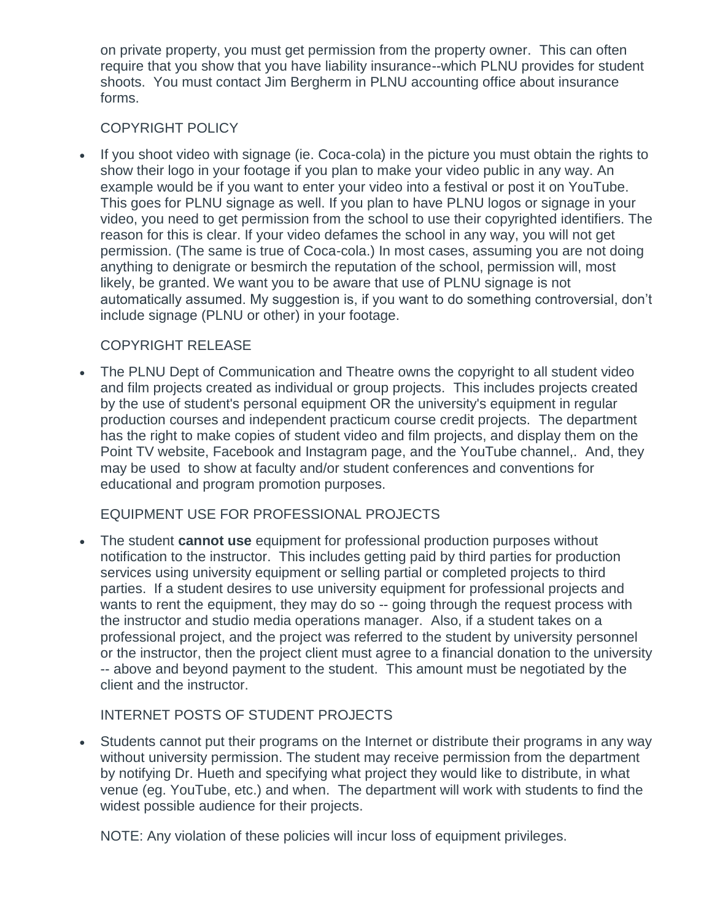on private property, you must get permission from the property owner. This can often require that you show that you have liability insurance--which PLNU provides for student shoots. You must contact Jim Bergherm in PLNU accounting office about insurance forms.

COPYRIGHT POLICY

- If you shoot video with signage (ie. Coca-cola) in the picture you must obtain the rights to show their logo in your footage if you plan to make your video public in any way. An example would be if you want to enter your video into a festival or post it on YouTube. This goes for PLNU signage as well. If you plan to have PLNU logos or signage in your video, you need to get permission from the school to use their copyrighted identifiers. The reason for this is clear. If your video defames the school in any way, you will not get permission. (The same is true of Coca-cola.) In most cases, assuming you are not doing anything to denigrate or besmirch the reputation of the school, permission will, most likely, be granted. We want you to be aware that use of PLNU signage is not automatically assumed. My suggestion is, if you want to do something controversial, don't include signage (PLNU or other) in your footage.

COPYRIGHT RELEASE

- The PLNU Dept of Communication and Theatre owns the copyright to all student video and film projects created as individual or group projects. This includes projects created by the use of student's personal equipment OR the university's equipment in regular production courses and independent practicum course credit projects. The department has the right to make copies of student video and film projects, and display them on the Point TV website, Facebook and Instagram page, and the YouTube channel,. And, they may be used to show at faculty and/or student conferences and conventions for educational and program promotion purposes.

EQUIPMENT USE FOR PROFESSIONAL PROJECTS

- The student **cannot use** equipment for professional production purposes without notification to the instructor. This includes getting paid by third parties for production services using university equipment or selling partial or completed projects to third parties. If a student desires to use university equipment for professional projects and wants to rent the equipment, they may do so -- going through the request process with the instructor and studio media operations manager. Also, if a student takes on a professional project, and the project was referred to the student by university personnel or the instructor, then the project client must agree to a financial donation to the university -- above and beyond payment to the student. This amount must be negotiated by the client and the instructor.

INTERNET POSTS OF STUDENT PROJECTS

- Students cannot put their programs on the Internet or distribute their programs in any way without university permission. The student may receive permission from the department by notifying Dr. Hueth and specifying what project they would like to distribute, in what venue (eg. YouTube, etc.) and when. The department will work with students to find the widest possible audience for their projects.

NOTE: Any violation of these policies will incur loss of equipment privileges.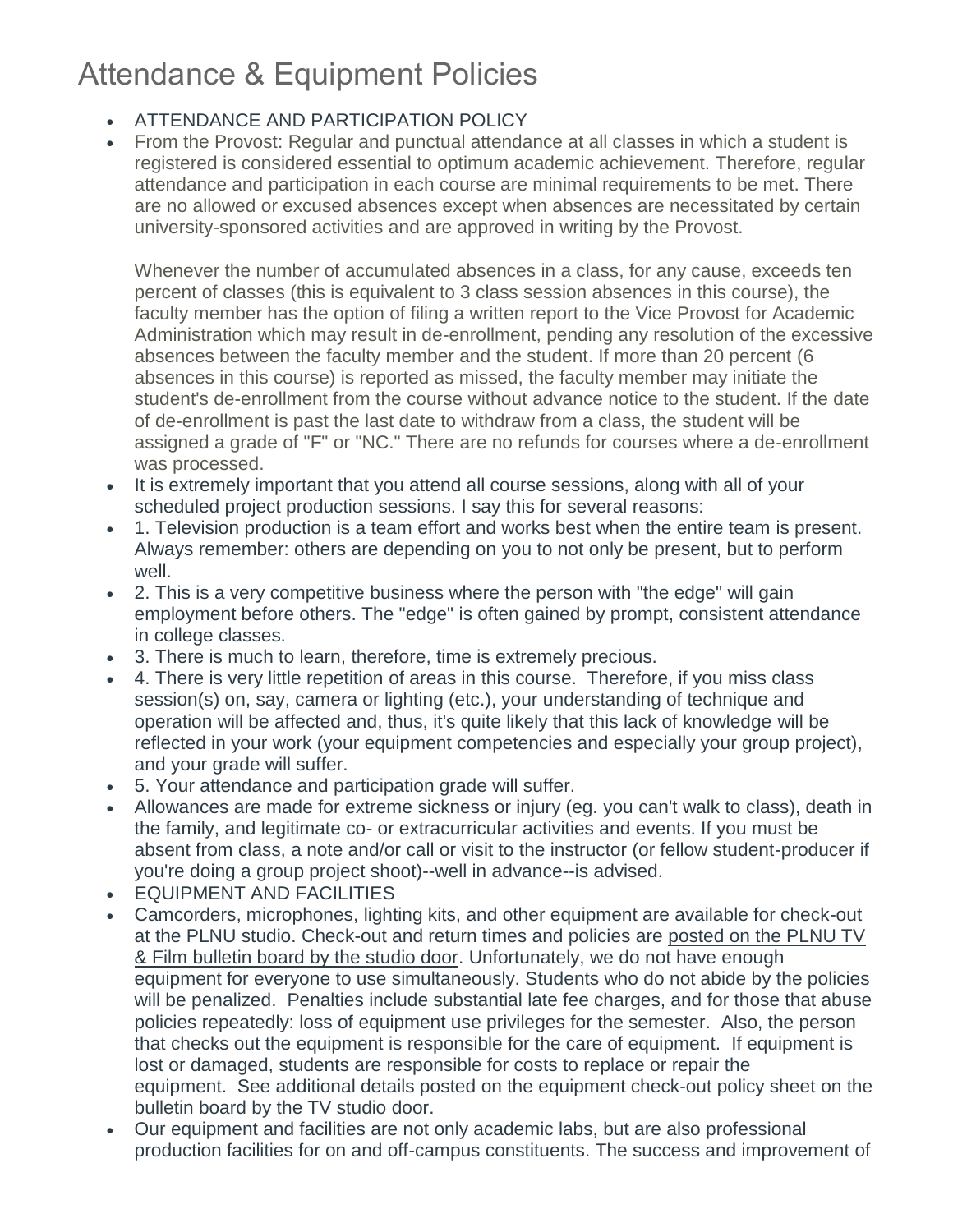# Attendance & Equipment Policies

- ATTENDANCE AND PARTICIPATION POLICY
- From the Provost: Regular and punctual attendance at all classes in which a student is registered is considered essential to optimum academic achievement. Therefore, regular attendance and participation in each course are minimal requirements to be met. There are no allowed or excused absences except when absences are necessitated by certain university-sponsored activities and are approved in writing by the Provost.

  Whenever the number of accumulated absences in a class, for any cause, exceeds ten percent of classes (this is equivalent to 3 class session absences in this course), the faculty member has the option of filing a written report to the Vice Provost for Academic Administration which may result in de-enrollment, pending any resolution of the excessive absences between the faculty member and the student. If more than 20 percent (6 absences in this course) is reported as missed, the faculty member may initiate the student's de-enrollment from the course without advance notice to the student. If the date of de-enrollment is past the last date to withdraw from a class, the student will be assigned a grade of "F" or "NC." There are no refunds for courses where a de-enrollment was processed.
- It is extremely important that you attend all course sessions, along with all of your scheduled project production sessions. I say this for several reasons:
- 1. Television production is a team effort and works best when the entire team is present. Always remember: others are depending on you to not only be present, but to perform well.
- 2. This is a very competitive business where the person with "the edge" will gain employment before others. The "edge" is often gained by prompt, consistent attendance in college classes.
- 3. There is much to learn, therefore, time is extremely precious.
- 4. There is very little repetition of areas in this course. Therefore, if you miss class session(s) on, say, camera or lighting (etc.), your understanding of technique and operation will be affected and, thus, it's quite likely that this lack of knowledge will be reflected in your work (your equipment competencies and especially your group project), and your grade will suffer.
- 5. Your attendance and participation grade will suffer.
- Allowances are made for extreme sickness or injury (eg. you can't walk to class), death in the family, and legitimate co- or extracurricular activities and events. If you must be absent from class, a note and/or call or visit to the instructor (or fellow student-producer if you're doing a group project shoot)--well in advance--is advised.
- EQUIPMENT AND FACILITIES
- Camcorders, microphones, lighting kits, and other equipment are available for check-out at the PLNU studio. Check-out and return times and policies are posted on the PLNU TV & Film bulletin board by the studio door. Unfortunately, we do not have enough equipment for everyone to use simultaneously. Students who do not abide by the policies will be penalized. Penalties include substantial late fee charges, and for those that abuse policies repeatedly: loss of equipment use privileges for the semester. Also, the person that checks out the equipment is responsible for the care of equipment. If equipment is lost or damaged, students are responsible for costs to replace or repair the equipment. See additional details posted on the equipment check-out policy sheet on the bulletin board by the TV studio door.
- Our equipment and facilities are not only academic labs, but are also professional production facilities for on and off-campus constituents. The success and improvement of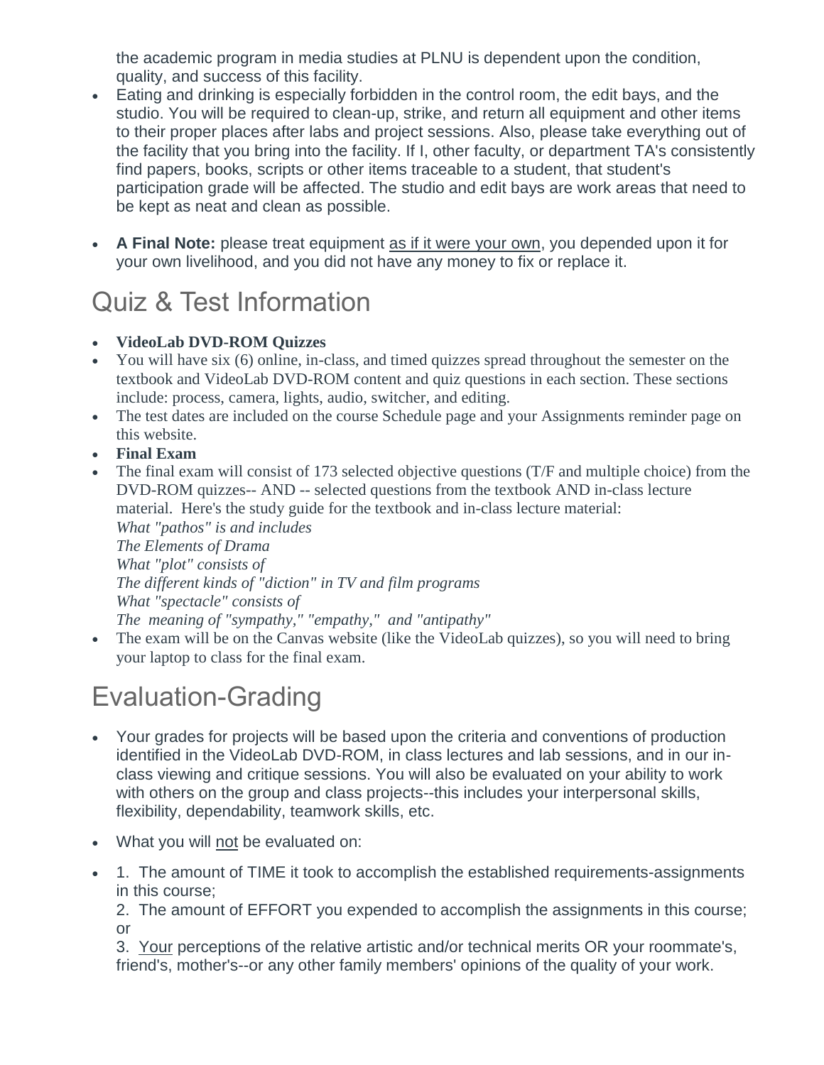the academic program in media studies at PLNU is dependent upon the condition, quality, and success of this facility.

- Eating and drinking is especially forbidden in the control room, the edit bays, and the studio. You will be required to clean-up, strike, and return all equipment and other items to their proper places after labs and project sessions. Also, please take everything out of the facility that you bring into the facility. If I, other faculty, or department TA's consistently find papers, books, scripts or other items traceable to a student, that student's participation grade will be affected. The studio and edit bays are work areas that need to be kept as neat and clean as possible.
- **A Final Note:** please treat equipment as if it were your own, you depended upon it for your own livelihood, and you did not have any money to fix or replace it.

## Quiz & Test Information

- **VideoLab DVD-ROM Quizzes**
- You will have six (6) online, in-class, and timed quizzes spread throughout the semester on the textbook and VideoLab DVD-ROM content and quiz questions in each section. These sections include: process, camera, lights, audio, switcher, and editing.
- The test dates are included on the course Schedule page and your Assignments reminder page on this website.
- **Final Exam**
- The final exam will consist of 173 selected objective questions (T/F and multiple choice) from the DVD-ROM quizzes-- AND -- selected questions from the textbook AND in-class lecture material. Here's the study guide for the textbook and in-class lecture material:
  *What "pathos" is and includes*
  *The Elements of Drama*
  *What "plot" consists of*
  *The different kinds of "diction" in TV and film programs*
  *What "spectacle" consists of*
  *The meaning of "sympathy," "empathy," and "antipathy"*
- The exam will be on the Canvas website (like the VideoLab quizzes), so you will need to bring your laptop to class for the final exam.

## Evaluation-Grading

- Your grades for projects will be based upon the criteria and conventions of production identified in the VideoLab DVD-ROM, in class lectures and lab sessions, and in our in-class viewing and critique sessions. You will also be evaluated on your ability to work with others on the group and class projects--this includes your interpersonal skills, flexibility, dependability, teamwork skills, etc.
- What you will not be evaluated on:
- 1. The amount of TIME it took to accomplish the established requirements-assignments in this course;
  2. The amount of EFFORT you expended to accomplish the assignments in this course; or
  3. Your perceptions of the relative artistic and/or technical merits OR your roommate's, friend's, mother's--or any other family members' opinions of the quality of your work.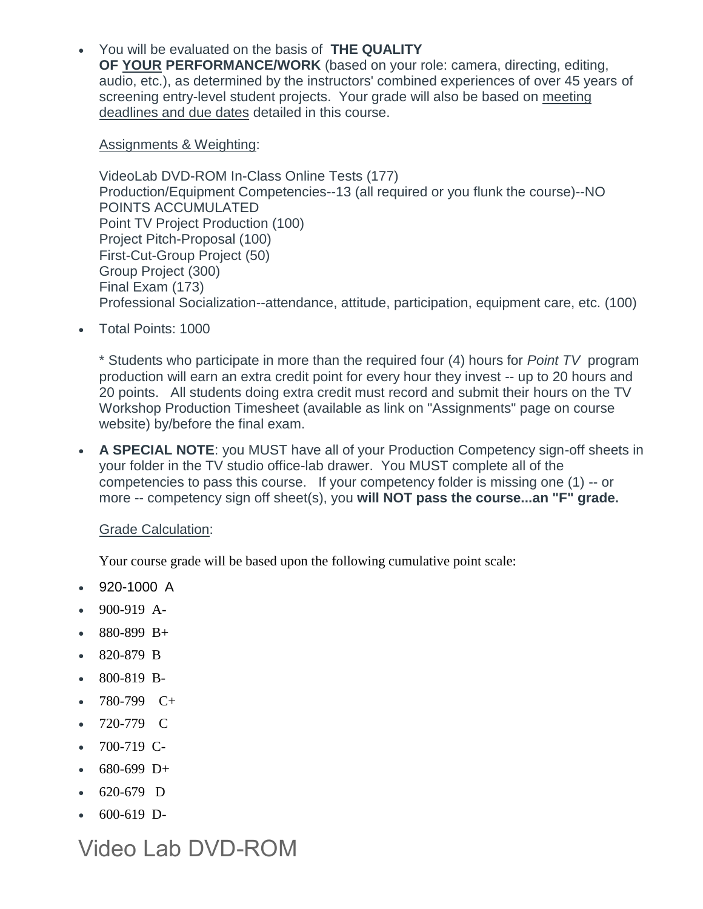- You will be evaluated on the basis of **THE QUALITY OF YOUR PERFORMANCE/WORK** (based on your role: camera, directing, editing, audio, etc.), as determined by the instructors' combined experiences of over 45 years of screening entry-level student projects. Your grade will also be based on meeting deadlines and due dates detailed in this course.

  Assignments & Weighting:

  VideoLab DVD-ROM In-Class Online Tests (177)
  Production/Equipment Competencies--13 (all required or you flunk the course)--NO POINTS ACCUMULATED
  Point TV Project Production (100)
  Project Pitch-Proposal (100)
  First-Cut-Group Project (50)
  Group Project (300)
  Final Exam (173)
  Professional Socialization--attendance, attitude, participation, equipment care, etc. (100)

- Total Points: 1000

  * Students who participate in more than the required four (4) hours for *Point TV* program production will earn an extra credit point for every hour they invest -- up to 20 hours and 20 points. All students doing extra credit must record and submit their hours on the TV Workshop Production Timesheet (available as link on "Assignments" page on course website) by/before the final exam.

- **A SPECIAL NOTE**: you MUST have all of your Production Competency sign-off sheets in your folder in the TV studio office-lab drawer. You MUST complete all of the competencies to pass this course. If your competency folder is missing one (1) -- or more -- competency sign off sheet(s), you **will NOT pass the course...an "F" grade.**

  Grade Calculation:

  Your course grade will be based upon the following cumulative point scale:

- 920-1000 A
- 900-919 A-
- 880-899 B+
- 820-879 B
- 800-819 B-
- 780-799 C+
- 720-779 C
- 700-719 C-
- 680-699 D+
- 620-679 D
- 600-619 D-

# Video Lab DVD-ROM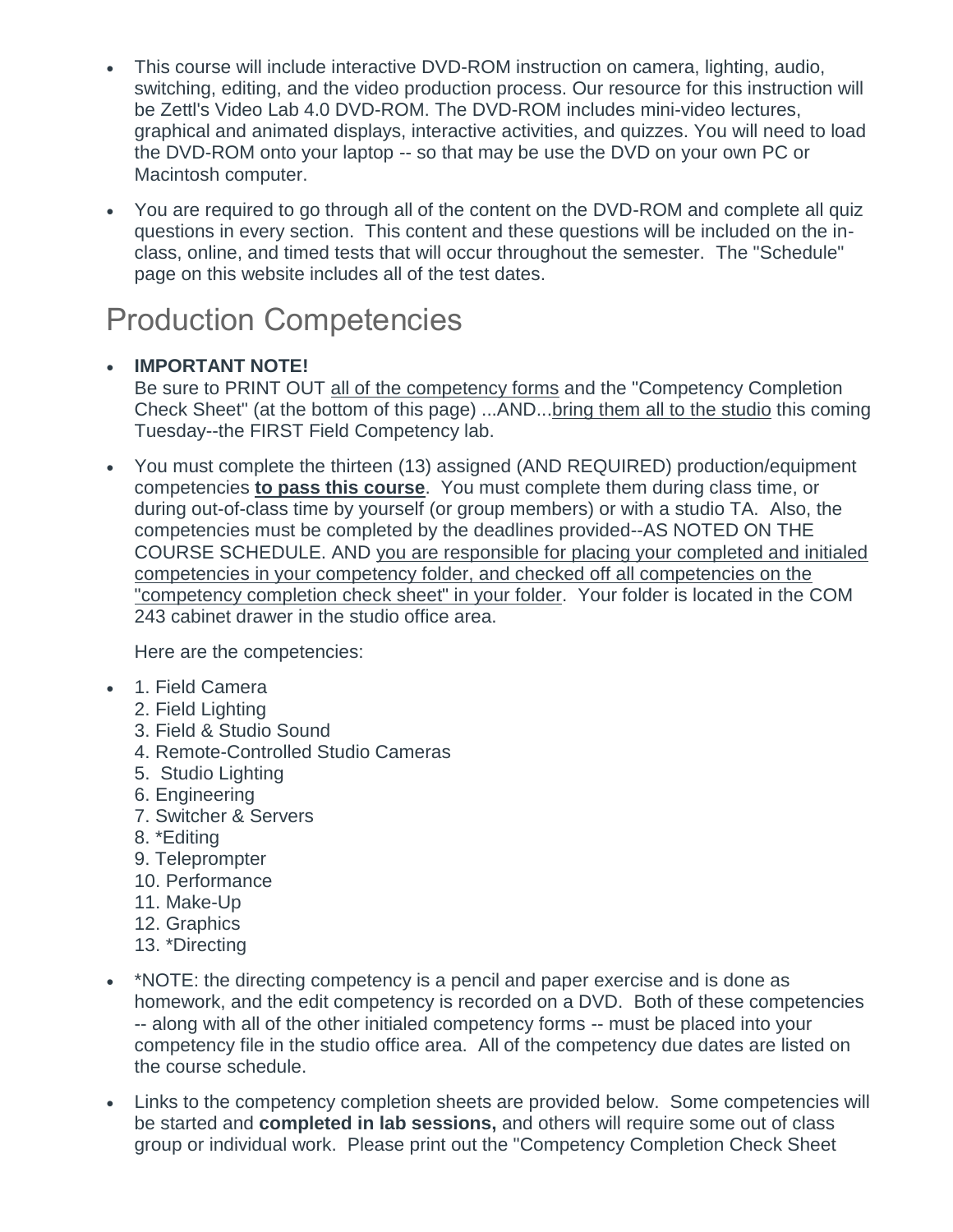- This course will include interactive DVD-ROM instruction on camera, lighting, audio, switching, editing, and the video production process. Our resource for this instruction will be Zettl's Video Lab 4.0 DVD-ROM. The DVD-ROM includes mini-video lectures, graphical and animated displays, interactive activities, and quizzes. You will need to load the DVD-ROM onto your laptop -- so that may be use the DVD on your own PC or Macintosh computer.
- You are required to go through all of the content on the DVD-ROM and complete all quiz questions in every section. This content and these questions will be included on the in-class, online, and timed tests that will occur throughout the semester. The "Schedule" page on this website includes all of the test dates.

# Production Competencies

- **IMPORTANT NOTE!**
  Be sure to PRINT OUT all of the competency forms and the "Competency Completion Check Sheet" (at the bottom of this page) ...AND...bring them all to the studio this coming Tuesday--the FIRST Field Competency lab.
- You must complete the thirteen (13) assigned (AND REQUIRED) production/equipment competencies **to pass this course**. You must complete them during class time, or during out-of-class time by yourself (or group members) or with a studio TA. Also, the competencies must be completed by the deadlines provided--AS NOTED ON THE COURSE SCHEDULE. AND you are responsible for placing your completed and initialed competencies in your competency folder, and checked off all competencies on the "competency completion check sheet" in your folder. Your folder is located in the COM 243 cabinet drawer in the studio office area.

  Here are the competencies:

- 1. Field Camera
  2. Field Lighting
  3. Field & Studio Sound
  4. Remote-Controlled Studio Cameras
  5. Studio Lighting
  6. Engineering
  7. Switcher & Servers
  8. *Editing
  9. Teleprompter
  10. Performance
  11. Make-Up
  12. Graphics
  13. *Directing
- *NOTE: the directing competency is a pencil and paper exercise and is done as homework, and the edit competency is recorded on a DVD. Both of these competencies -- along with all of the other initialed competency forms -- must be placed into your competency file in the studio office area. All of the competency due dates are listed on the course schedule.
- Links to the competency completion sheets are provided below. Some competencies will be started and **completed in lab sessions,** and others will require some out of class group or individual work. Please print out the "Competency Completion Check Sheet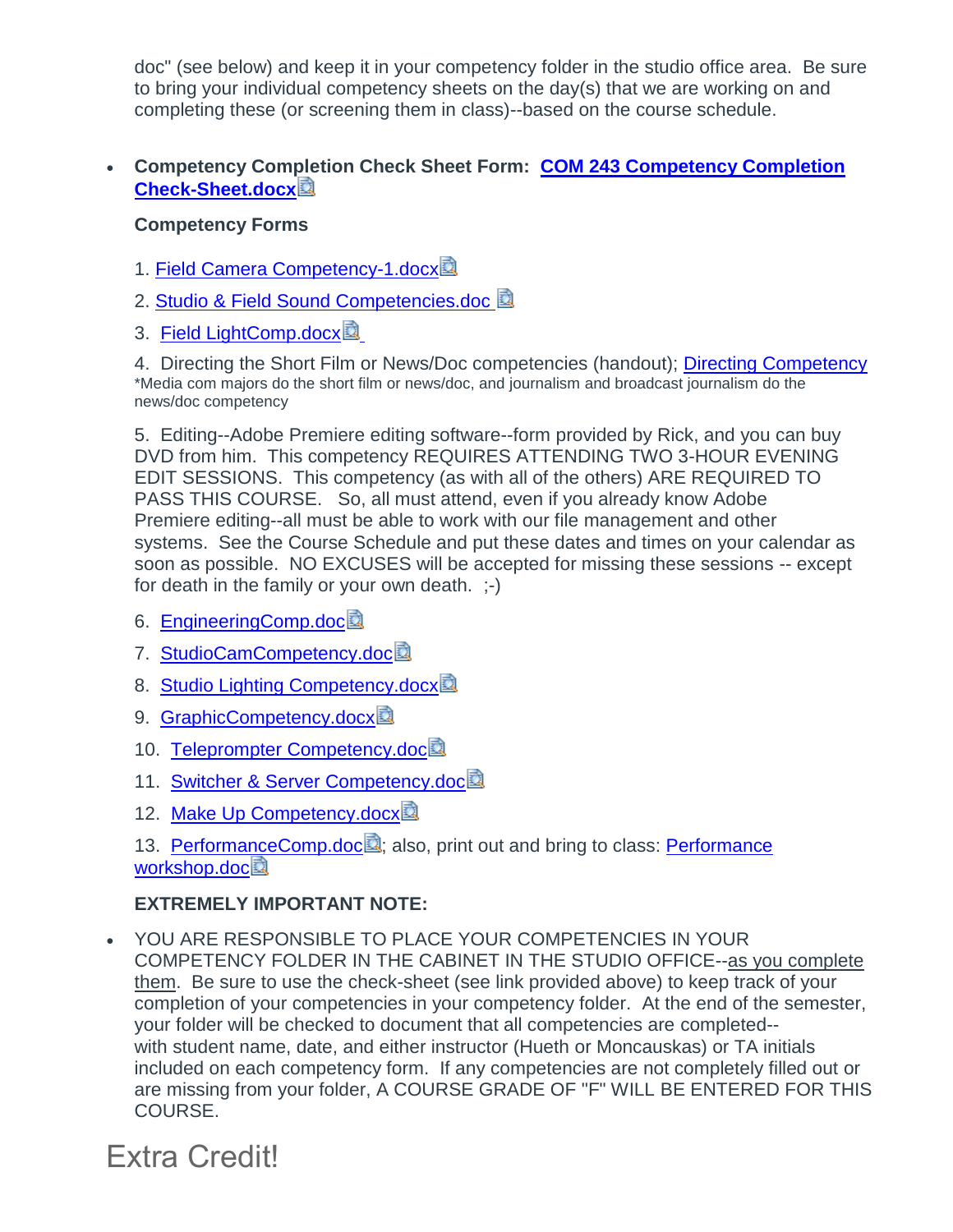doc" (see below) and keep it in your competency folder in the studio office area. Be sure to bring your individual competency sheets on the day(s) that we are working on and completing these (or screening them in class)--based on the course schedule.

- **Competency Completion Check Sheet Form: COM 243 Competency Completion Check-Sheet.docx**

  **Competency Forms**

  1. Field Camera Competency-1.docx
  2. Studio & Field Sound Competencies.doc
  3. Field LightComp.docx
  4. Directing the Short Film or News/Doc competencies (handout); Directing Competency
     *Media com majors do the short film or news/doc, and journalism and broadcast journalism do the news/doc competency
  5. Editing--Adobe Premiere editing software--form provided by Rick, and you can buy DVD from him. This competency REQUIRES ATTENDING TWO 3-HOUR EVENING EDIT SESSIONS. This competency (as with all of the others) ARE REQUIRED TO PASS THIS COURSE. So, all must attend, even if you already know Adobe Premiere editing--all must be able to work with our file management and other systems. See the Course Schedule and put these dates and times on your calendar as soon as possible. NO EXCUSES will be accepted for missing these sessions -- except for death in the family or your own death. ;-)
  6. EngineeringComp.doc
  7. StudioCamCompetency.doc
  8. Studio Lighting Competency.docx
  9. GraphicCompetency.docx
  10. Teleprompter Competency.doc
  11. Switcher & Server Competency.doc
  12. Make Up Competency.docx
  13. PerformanceComp.doc; also, print out and bring to class: Performance workshop.doc

  **EXTREMELY IMPORTANT NOTE:**

- YOU ARE RESPONSIBLE TO PLACE YOUR COMPETENCIES IN YOUR COMPETENCY FOLDER IN THE CABINET IN THE STUDIO OFFICE--as you complete them. Be sure to use the check-sheet (see link provided above) to keep track of your completion of your competencies in your competency folder. At the end of the semester, your folder will be checked to document that all competencies are completed--with student name, date, and either instructor (Hueth or Moncauskas) or TA initials included on each competency form. If any competencies are not completely filled out or are missing from your folder, A COURSE GRADE OF "F" WILL BE ENTERED FOR THIS COURSE.

# Extra Credit!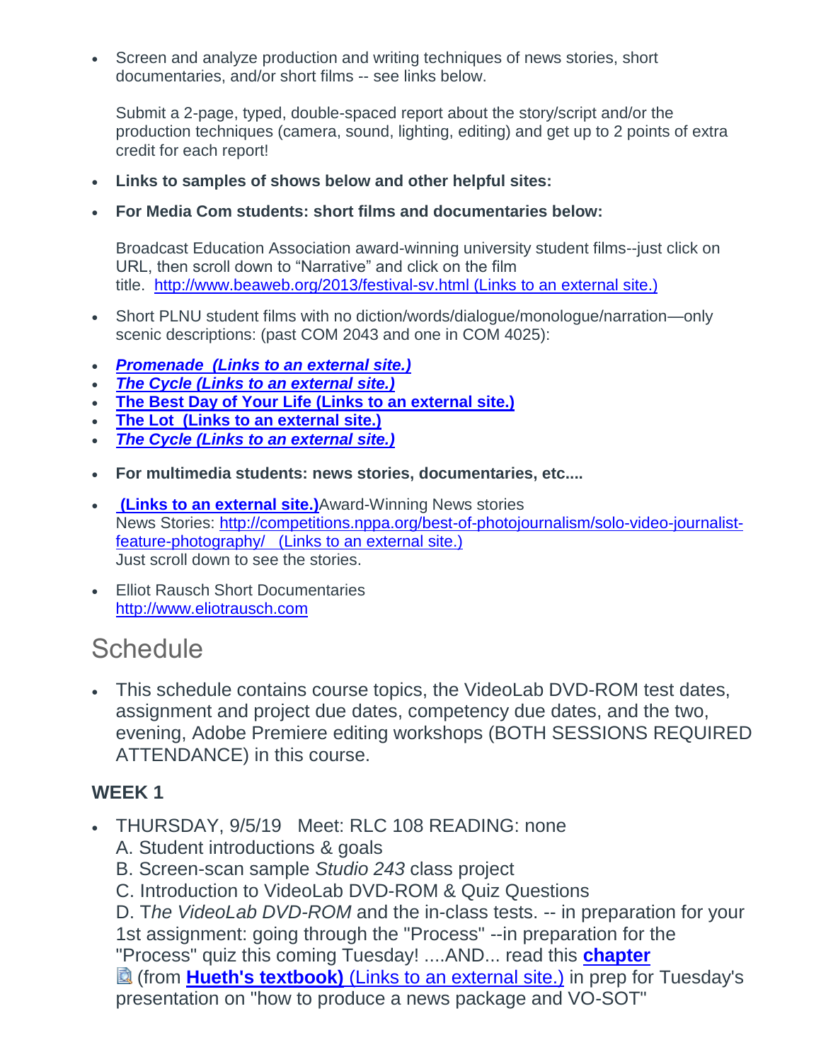- Screen and analyze production and writing techniques of news stories, short documentaries, and/or short films -- see links below.

  Submit a 2-page, typed, double-spaced report about the story/script and/or the production techniques (camera, sound, lighting, editing) and get up to 2 points of extra credit for each report!

- **Links to samples of shows below and other helpful sites:**
- **For Media Com students: short films and documentaries below:**

  Broadcast Education Association award-winning university student films--just click on URL, then scroll down to "Narrative" and click on the film title. [http://www.beaweb.org/2013/festival-sv.html (Links to an external site.)](http://www.beaweb.org/2013/festival-sv.html)

- Short PLNU student films with no diction/words/dialogue/monologue/narration—only scenic descriptions: (past COM 2043 and one in COM 4025):
- ***Promenade (Links to an external site.)***
- ***The Cycle (Links to an external site.)***
- **The Best Day of Your Life (Links to an external site.)**
- **The Lot (Links to an external site.)**
- ***The Cycle (Links to an external site.)***
- **For multimedia students: news stories, documentaries, etc....**
- **(Links to an external site.)**Award-Winning News stories
  News Stories: [http://competitions.nppa.org/best-of-photojournalism/solo-video-journalist-feature-photography/ (Links to an external site.)](http://competitions.nppa.org/best-of-photojournalism/solo-video-journalist-feature-photography/)
  Just scroll down to see the stories.
- Elliot Rausch Short Documentaries
  [http://www.eliotrausch.com](http://www.eliotrausch.com)

# Schedule

- This schedule contains course topics, the VideoLab DVD-ROM test dates, assignment and project due dates, competency due dates, and the two, evening, Adobe Premiere editing workshops (BOTH SESSIONS REQUIRED ATTENDANCE) in this course.

### WEEK 1

- THURSDAY, 9/5/19 Meet: RLC 108 READING: none
  A. Student introductions & goals
  B. Screen-scan sample *Studio 243* class project
  C. Introduction to VideoLab DVD-ROM & Quiz Questions
  D. T*he VideoLab DVD-ROM* and the in-class tests. -- in preparation for your 1st assignment: going through the "Process" --in preparation for the "Process" quiz this coming Tuesday! ....AND... read this **chapter** (from **Hueth's textbook)** (Links to an external site.) in prep for Tuesday's presentation on "how to produce a news package and VO-SOT"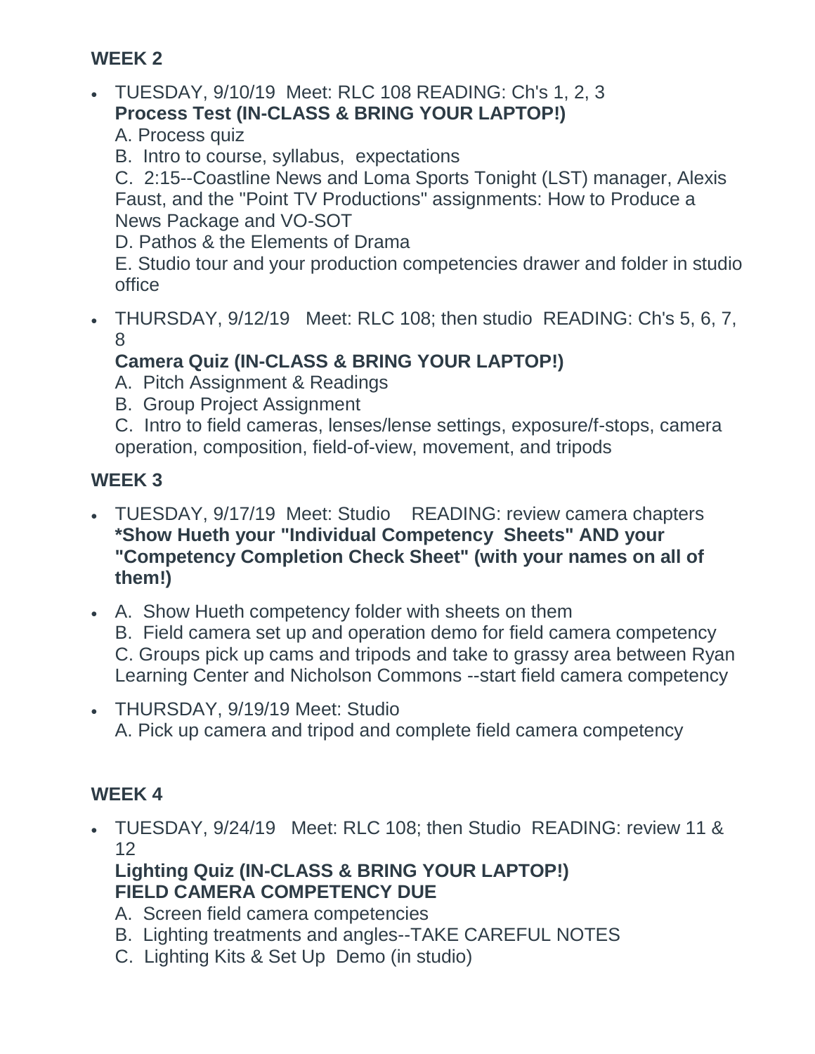## WEEK 2

- TUESDAY, 9/10/19 Meet: RLC 108 READING: Ch's 1, 2, 3
  **Process Test (IN-CLASS & BRING YOUR LAPTOP!)**
  A. Process quiz
  B. Intro to course, syllabus, expectations
  C. 2:15--Coastline News and Loma Sports Tonight (LST) manager, Alexis Faust, and the "Point TV Productions" assignments: How to Produce a News Package and VO-SOT
  D. Pathos & the Elements of Drama
  E. Studio tour and your production competencies drawer and folder in studio office
- THURSDAY, 9/12/19 Meet: RLC 108; then studio READING: Ch's 5, 6, 7, 8
  **Camera Quiz (IN-CLASS & BRING YOUR LAPTOP!)**
  A. Pitch Assignment & Readings
  B. Group Project Assignment
  C. Intro to field cameras, lenses/lense settings, exposure/f-stops, camera operation, composition, field-of-view, movement, and tripods

## WEEK 3

- TUESDAY, 9/17/19 Meet: Studio READING: review camera chapters
  **\*Show Hueth your "Individual Competency Sheets" AND your "Competency Completion Check Sheet" (with your names on all of them!)**
- A. Show Hueth competency folder with sheets on them
  B. Field camera set up and operation demo for field camera competency
  C. Groups pick up cams and tripods and take to grassy area between Ryan Learning Center and Nicholson Commons --start field camera competency
- THURSDAY, 9/19/19 Meet: Studio
  A. Pick up camera and tripod and complete field camera competency

## WEEK 4

- TUESDAY, 9/24/19 Meet: RLC 108; then Studio READING: review 11 & 12
  **Lighting Quiz (IN-CLASS & BRING YOUR LAPTOP!)**
  **FIELD CAMERA COMPETENCY DUE**
  A. Screen field camera competencies
  B. Lighting treatments and angles--TAKE CAREFUL NOTES
  C. Lighting Kits & Set Up Demo (in studio)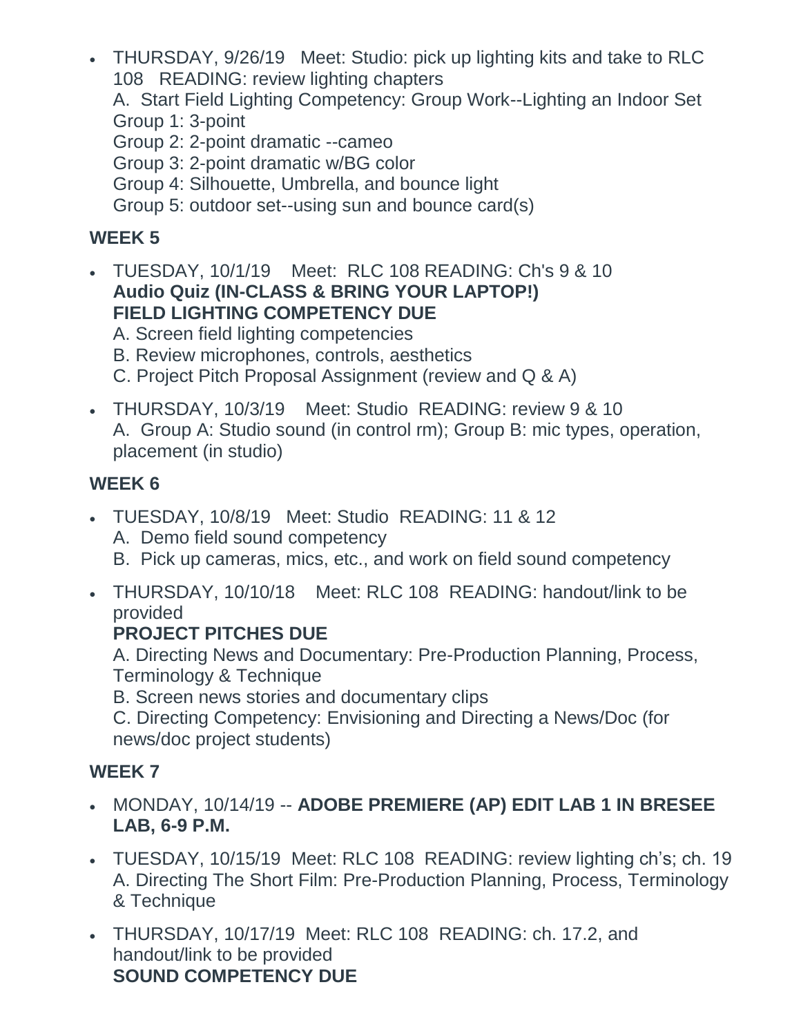- THURSDAY, 9/26/19   Meet: Studio: pick up lighting kits and take to RLC 108   READING: review lighting chapters
  A.  Start Field Lighting Competency: Group Work--Lighting an Indoor Set
  Group 1: 3-point
  Group 2: 2-point dramatic --cameo
  Group 3: 2-point dramatic w/BG color
  Group 4: Silhouette, Umbrella, and bounce light
  Group 5: outdoor set--using sun and bounce card(s)

## WEEK 5

- TUESDAY, 10/1/19    Meet:  RLC 108 READING: Ch's 9 & 10
  **Audio Quiz (IN-CLASS & BRING YOUR LAPTOP!)**
  **FIELD LIGHTING COMPETENCY DUE**
  A. Screen field lighting competencies
  B. Review microphones, controls, aesthetics
  C. Project Pitch Proposal Assignment (review and Q & A)
- THURSDAY, 10/3/19    Meet: Studio  READING: review 9 & 10
  A.  Group A: Studio sound (in control rm); Group B: mic types, operation, placement (in studio)

## WEEK 6

- TUESDAY, 10/8/19   Meet: Studio  READING: 11 & 12
  A.  Demo field sound competency
  B.  Pick up cameras, mics, etc., and work on field sound competency
- THURSDAY, 10/10/18    Meet: RLC 108  READING: handout/link to be provided
  **PROJECT PITCHES DUE**
  A. Directing News and Documentary: Pre-Production Planning, Process, Terminology & Technique
  B. Screen news stories and documentary clips
  C. Directing Competency: Envisioning and Directing a News/Doc (for news/doc project students)

## WEEK 7

- MONDAY, 10/14/19 -- **ADOBE PREMIERE (AP) EDIT LAB 1 IN BRESEE LAB, 6-9 P.M.**
- TUESDAY, 10/15/19  Meet: RLC 108  READING: review lighting ch's; ch. 19
  A. Directing The Short Film: Pre-Production Planning, Process, Terminology & Technique
- THURSDAY, 10/17/19  Meet: RLC 108  READING: ch. 17.2, and handout/link to be provided
  **SOUND COMPETENCY DUE**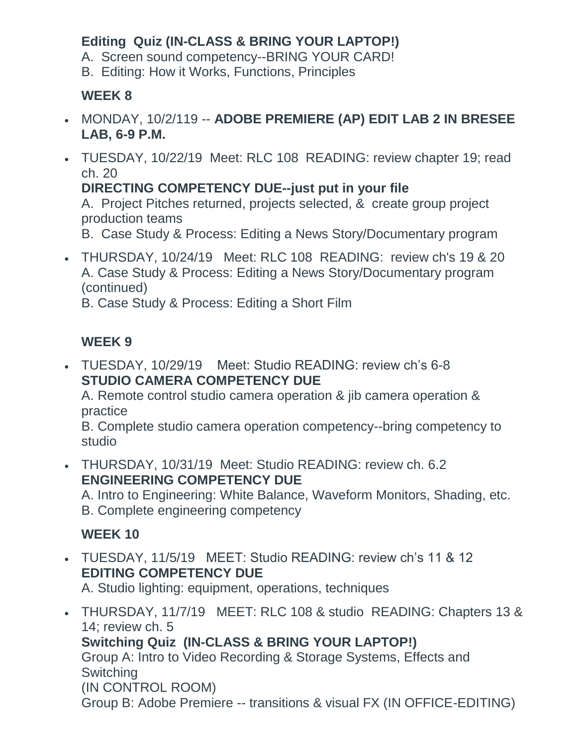**Editing Quiz (IN-CLASS & BRING YOUR LAPTOP!)**
A. Screen sound competency--BRING YOUR CARD!
B. Editing: How it Works, Functions, Principles

**WEEK 8**

- MONDAY, 10/2/119 -- **ADOBE PREMIERE (AP) EDIT LAB 2 IN BRESEE LAB, 6-9 P.M.**
- TUESDAY, 10/22/19 Meet: RLC 108 READING: review chapter 19; read ch. 20
  **DIRECTING COMPETENCY DUE--just put in your file**
  A. Project Pitches returned, projects selected, & create group project production teams
  B. Case Study & Process: Editing a News Story/Documentary program
- THURSDAY, 10/24/19 Meet: RLC 108 READING: review ch's 19 & 20
  A. Case Study & Process: Editing a News Story/Documentary program (continued)
  B. Case Study & Process: Editing a Short Film

**WEEK 9**

- TUESDAY, 10/29/19 Meet: Studio READING: review ch's 6-8
  **STUDIO CAMERA COMPETENCY DUE**
  A. Remote control studio camera operation & jib camera operation & practice
  B. Complete studio camera operation competency--bring competency to studio
- THURSDAY, 10/31/19 Meet: Studio READING: review ch. 6.2
  **ENGINEERING COMPETENCY DUE**
  A. Intro to Engineering: White Balance, Waveform Monitors, Shading, etc.
  B. Complete engineering competency

**WEEK 10**

- TUESDAY, 11/5/19 MEET: Studio READING: review ch's 11 & 12
  **EDITING COMPETENCY DUE**
  A. Studio lighting: equipment, operations, techniques
- THURSDAY, 11/7/19 MEET: RLC 108 & studio READING: Chapters 13 & 14; review ch. 5
  **Switching Quiz (IN-CLASS & BRING YOUR LAPTOP!)**
  Group A: Intro to Video Recording & Storage Systems, Effects and Switching
  (IN CONTROL ROOM)
  Group B: Adobe Premiere -- transitions & visual FX (IN OFFICE-EDITING)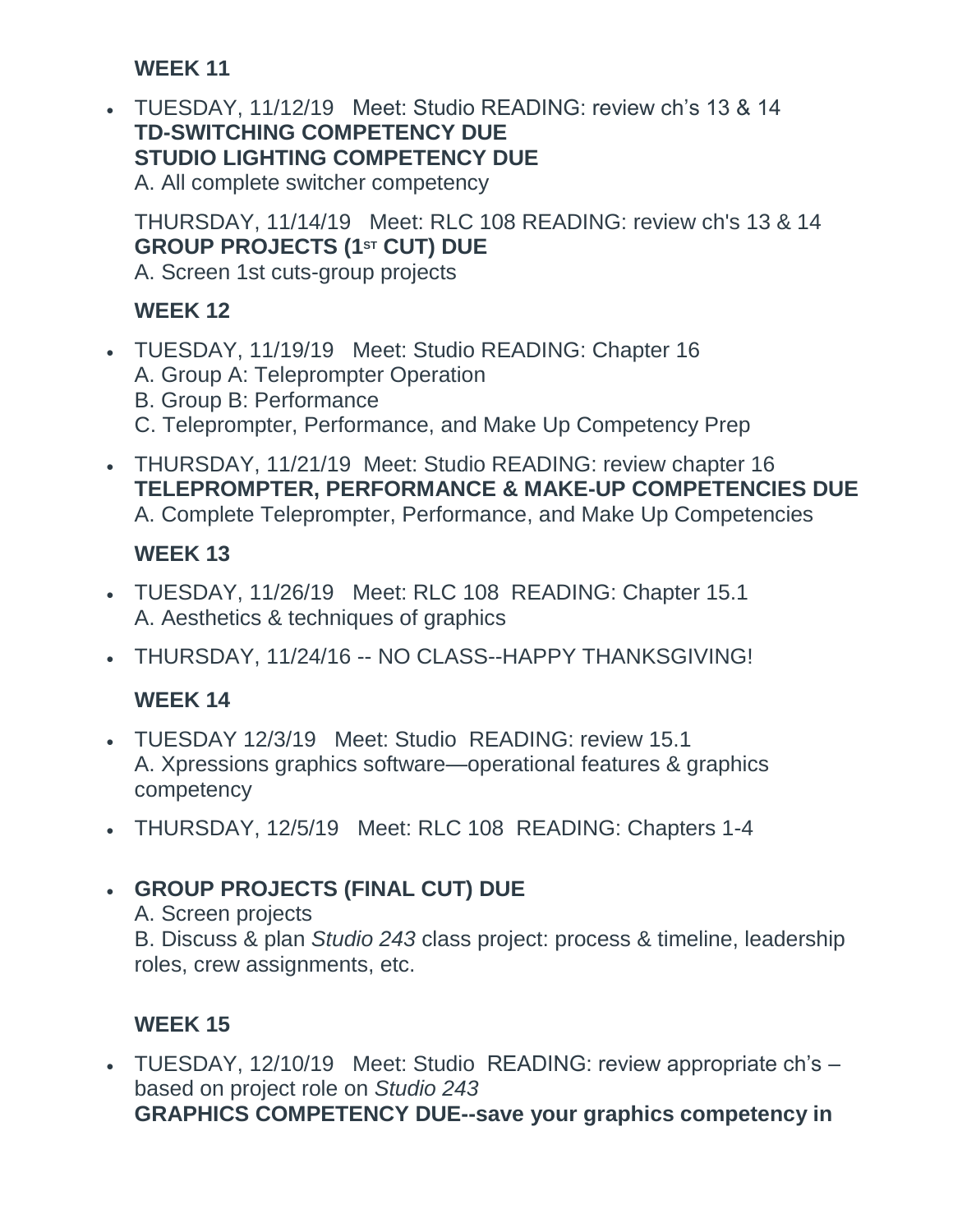**WEEK 11**

- TUESDAY, 11/12/19 Meet: Studio READING: review ch's 13 & 14
  **TD-SWITCHING COMPETENCY DUE**
  **STUDIO LIGHTING COMPETENCY DUE**
  A. All complete switcher competency

  THURSDAY, 11/14/19 Meet: RLC 108 READING: review ch's 13 & 14
  **GROUP PROJECTS (1ST CUT) DUE**
  A. Screen 1st cuts-group projects

**WEEK 12**

- TUESDAY, 11/19/19 Meet: Studio READING: Chapter 16
  A. Group A: Teleprompter Operation
  B. Group B: Performance
  C. Teleprompter, Performance, and Make Up Competency Prep
- THURSDAY, 11/21/19 Meet: Studio READING: review chapter 16
  **TELEPROMPTER, PERFORMANCE & MAKE-UP COMPETENCIES DUE**
  A. Complete Teleprompter, Performance, and Make Up Competencies

**WEEK 13**

- TUESDAY, 11/26/19 Meet: RLC 108 READING: Chapter 15.1
  A. Aesthetics & techniques of graphics
- THURSDAY, 11/24/16 -- NO CLASS--HAPPY THANKSGIVING!

**WEEK 14**

- TUESDAY 12/3/19 Meet: Studio READING: review 15.1
  A. Xpressions graphics software—operational features & graphics competency
- THURSDAY, 12/5/19 Meet: RLC 108 READING: Chapters 1-4
- **GROUP PROJECTS (FINAL CUT) DUE**
  A. Screen projects
  B. Discuss & plan *Studio 243* class project: process & timeline, leadership roles, crew assignments, etc.

**WEEK 15**

- TUESDAY, 12/10/19 Meet: Studio READING: review appropriate ch's – based on project role on *Studio 243*
  **GRAPHICS COMPETENCY DUE--save your graphics competency in**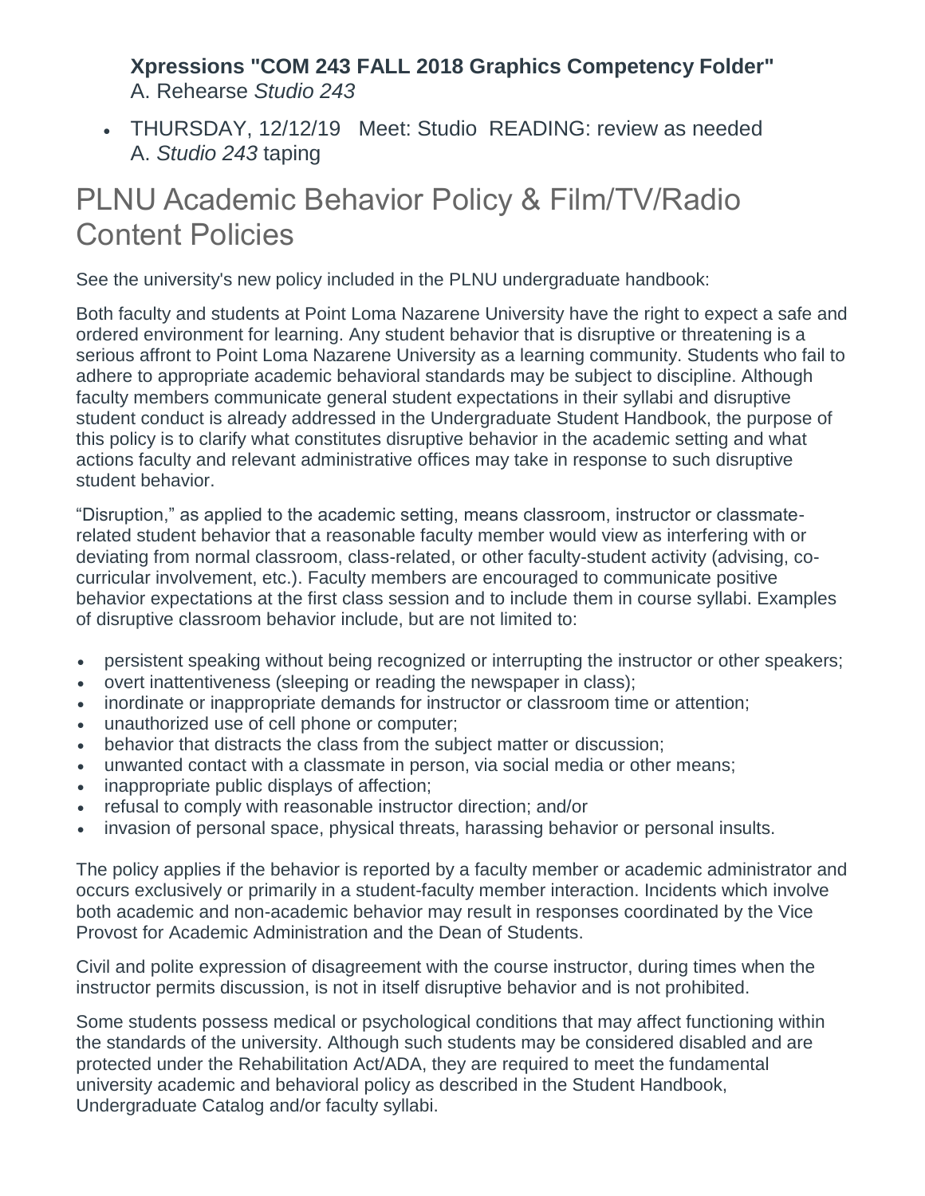**Xpressions "COM 243 FALL 2018 Graphics Competency Folder"**
A. Rehearse *Studio 243*

- THURSDAY, 12/12/19 Meet: Studio READING: review as needed
  A. *Studio 243* taping

# PLNU Academic Behavior Policy & Film/TV/Radio Content Policies

See the university's new policy included in the PLNU undergraduate handbook:

Both faculty and students at Point Loma Nazarene University have the right to expect a safe and ordered environment for learning. Any student behavior that is disruptive or threatening is a serious affront to Point Loma Nazarene University as a learning community. Students who fail to adhere to appropriate academic behavioral standards may be subject to discipline. Although faculty members communicate general student expectations in their syllabi and disruptive student conduct is already addressed in the Undergraduate Student Handbook, the purpose of this policy is to clarify what constitutes disruptive behavior in the academic setting and what actions faculty and relevant administrative offices may take in response to such disruptive student behavior.

"Disruption," as applied to the academic setting, means classroom, instructor or classmate-related student behavior that a reasonable faculty member would view as interfering with or deviating from normal classroom, class-related, or other faculty-student activity (advising, co-curricular involvement, etc.). Faculty members are encouraged to communicate positive behavior expectations at the first class session and to include them in course syllabi. Examples of disruptive classroom behavior include, but are not limited to:

- persistent speaking without being recognized or interrupting the instructor or other speakers;
- overt inattentiveness (sleeping or reading the newspaper in class);
- inordinate or inappropriate demands for instructor or classroom time or attention;
- unauthorized use of cell phone or computer;
- behavior that distracts the class from the subject matter or discussion;
- unwanted contact with a classmate in person, via social media or other means;
- inappropriate public displays of affection;
- refusal to comply with reasonable instructor direction; and/or
- invasion of personal space, physical threats, harassing behavior or personal insults.

The policy applies if the behavior is reported by a faculty member or academic administrator and occurs exclusively or primarily in a student-faculty member interaction. Incidents which involve both academic and non-academic behavior may result in responses coordinated by the Vice Provost for Academic Administration and the Dean of Students.

Civil and polite expression of disagreement with the course instructor, during times when the instructor permits discussion, is not in itself disruptive behavior and is not prohibited.

Some students possess medical or psychological conditions that may affect functioning within the standards of the university. Although such students may be considered disabled and are protected under the Rehabilitation Act/ADA, they are required to meet the fundamental university academic and behavioral policy as described in the Student Handbook, Undergraduate Catalog and/or faculty syllabi.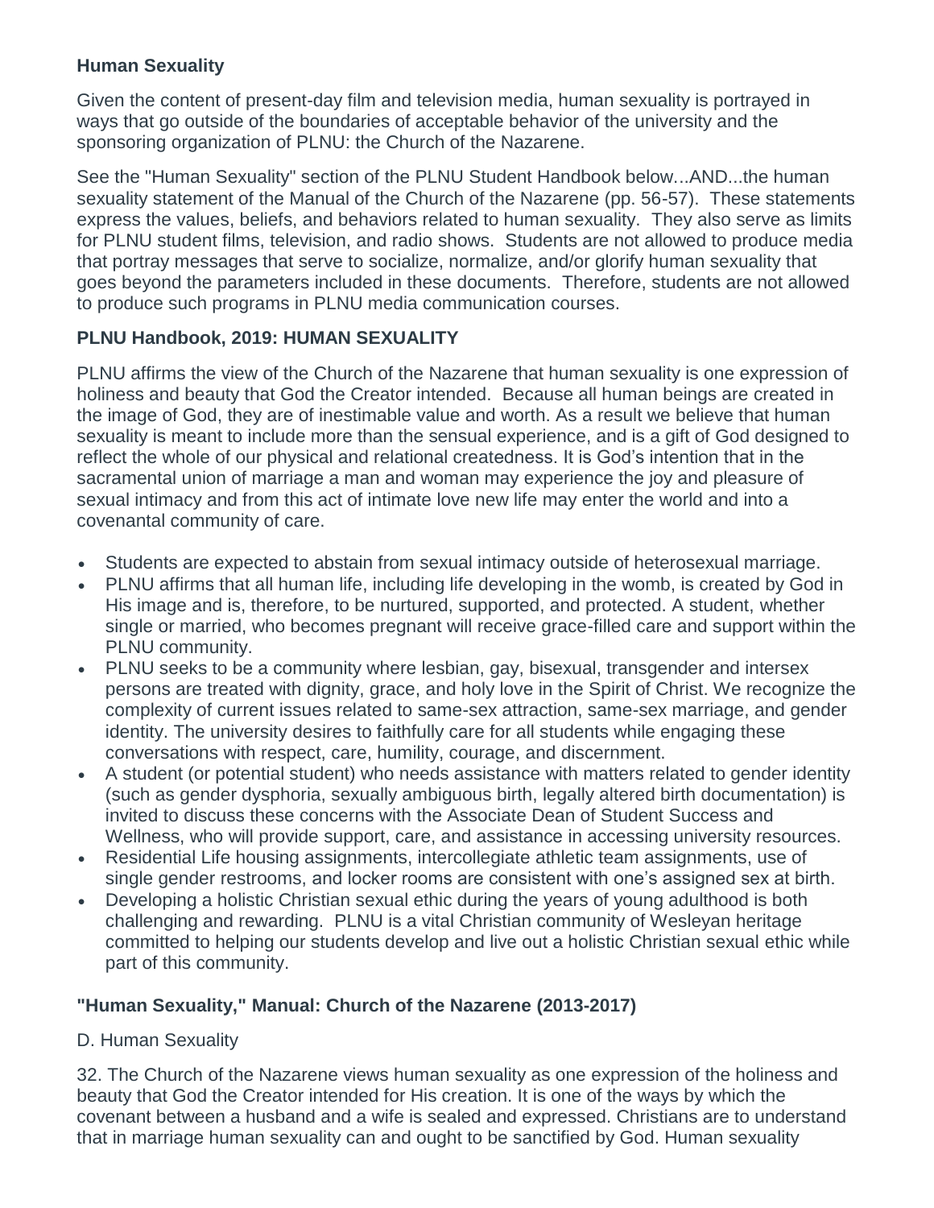**Human Sexuality**

Given the content of present-day film and television media, human sexuality is portrayed in ways that go outside of the boundaries of acceptable behavior of the university and the sponsoring organization of PLNU: the Church of the Nazarene.

See the "Human Sexuality" section of the PLNU Student Handbook below...AND...the human sexuality statement of the Manual of the Church of the Nazarene (pp. 56-57). These statements express the values, beliefs, and behaviors related to human sexuality. They also serve as limits for PLNU student films, television, and radio shows. Students are not allowed to produce media that portray messages that serve to socialize, normalize, and/or glorify human sexuality that goes beyond the parameters included in these documents. Therefore, students are not allowed to produce such programs in PLNU media communication courses.

**PLNU Handbook, 2019: HUMAN SEXUALITY**

PLNU affirms the view of the Church of the Nazarene that human sexuality is one expression of holiness and beauty that God the Creator intended. Because all human beings are created in the image of God, they are of inestimable value and worth. As a result we believe that human sexuality is meant to include more than the sensual experience, and is a gift of God designed to reflect the whole of our physical and relational createdness. It is God's intention that in the sacramental union of marriage a man and woman may experience the joy and pleasure of sexual intimacy and from this act of intimate love new life may enter the world and into a covenantal community of care.

- Students are expected to abstain from sexual intimacy outside of heterosexual marriage.
- PLNU affirms that all human life, including life developing in the womb, is created by God in His image and is, therefore, to be nurtured, supported, and protected. A student, whether single or married, who becomes pregnant will receive grace-filled care and support within the PLNU community.
- PLNU seeks to be a community where lesbian, gay, bisexual, transgender and intersex persons are treated with dignity, grace, and holy love in the Spirit of Christ. We recognize the complexity of current issues related to same-sex attraction, same-sex marriage, and gender identity. The university desires to faithfully care for all students while engaging these conversations with respect, care, humility, courage, and discernment.
- A student (or potential student) who needs assistance with matters related to gender identity (such as gender dysphoria, sexually ambiguous birth, legally altered birth documentation) is invited to discuss these concerns with the Associate Dean of Student Success and Wellness, who will provide support, care, and assistance in accessing university resources.
- Residential Life housing assignments, intercollegiate athletic team assignments, use of single gender restrooms, and locker rooms are consistent with one's assigned sex at birth.
- Developing a holistic Christian sexual ethic during the years of young adulthood is both challenging and rewarding. PLNU is a vital Christian community of Wesleyan heritage committed to helping our students develop and live out a holistic Christian sexual ethic while part of this community.

**"Human Sexuality," Manual: Church of the Nazarene (2013-2017)**

D. Human Sexuality

32. The Church of the Nazarene views human sexuality as one expression of the holiness and beauty that God the Creator intended for His creation. It is one of the ways by which the covenant between a husband and a wife is sealed and expressed. Christians are to understand that in marriage human sexuality can and ought to be sanctified by God. Human sexuality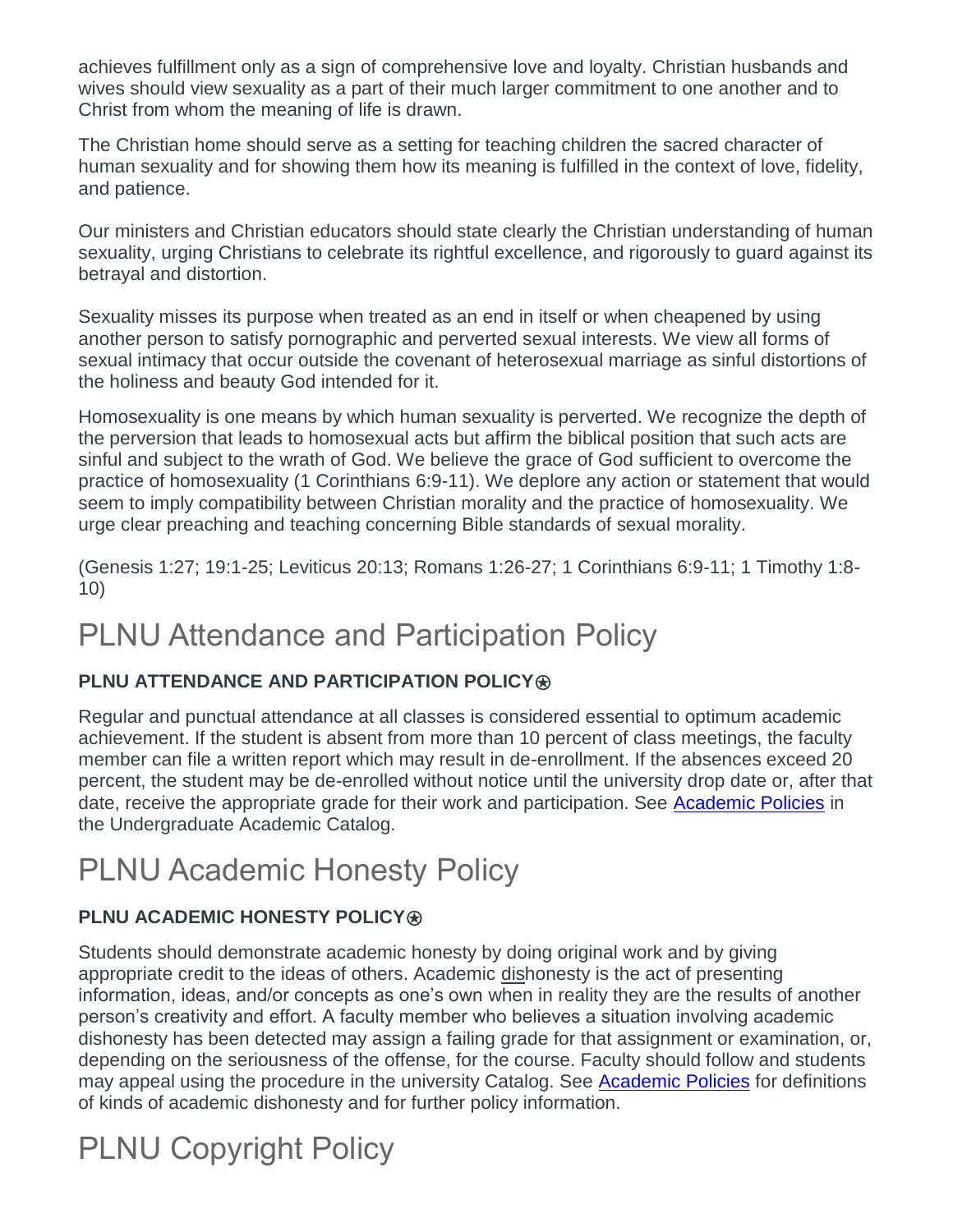achieves fulfillment only as a sign of comprehensive love and loyalty. Christian husbands and wives should view sexuality as a part of their much larger commitment to one another and to Christ from whom the meaning of life is drawn.

The Christian home should serve as a setting for teaching children the sacred character of human sexuality and for showing them how its meaning is fulfilled in the context of love, fidelity, and patience.

Our ministers and Christian educators should state clearly the Christian understanding of human sexuality, urging Christians to celebrate its rightful excellence, and rigorously to guard against its betrayal and distortion.

Sexuality misses its purpose when treated as an end in itself or when cheapened by using another person to satisfy pornographic and perverted sexual interests. We view all forms of sexual intimacy that occur outside the covenant of heterosexual marriage as sinful distortions of the holiness and beauty God intended for it.

Homosexuality is one means by which human sexuality is perverted. We recognize the depth of the perversion that leads to homosexual acts but affirm the biblical position that such acts are sinful and subject to the wrath of God. We believe the grace of God sufficient to overcome the practice of homosexuality (1 Corinthians 6:9-11). We deplore any action or statement that would seem to imply compatibility between Christian morality and the practice of homosexuality. We urge clear preaching and teaching concerning Bible standards of sexual morality.

(Genesis 1:27; 19:1-25; Leviticus 20:13; Romans 1:26-27; 1 Corinthians 6:9-11; 1 Timothy 1:8-10)

# PLNU Attendance and Participation Policy

**PLNU ATTENDANCE AND PARTICIPATION POLICY⍟**

Regular and punctual attendance at all classes is considered essential to optimum academic achievement. If the student is absent from more than 10 percent of class meetings, the faculty member can file a written report which may result in de-enrollment. If the absences exceed 20 percent, the student may be de-enrolled without notice until the university drop date or, after that date, receive the appropriate grade for their work and participation. See Academic Policies in the Undergraduate Academic Catalog.

# PLNU Academic Honesty Policy

**PLNU ACADEMIC HONESTY POLICY⍟**

Students should demonstrate academic honesty by doing original work and by giving appropriate credit to the ideas of others. Academic dishonesty is the act of presenting information, ideas, and/or concepts as one's own when in reality they are the results of another person's creativity and effort. A faculty member who believes a situation involving academic dishonesty has been detected may assign a failing grade for that assignment or examination, or, depending on the seriousness of the offense, for the course. Faculty should follow and students may appeal using the procedure in the university Catalog. See Academic Policies for definitions of kinds of academic dishonesty and for further policy information.

# PLNU Copyright Policy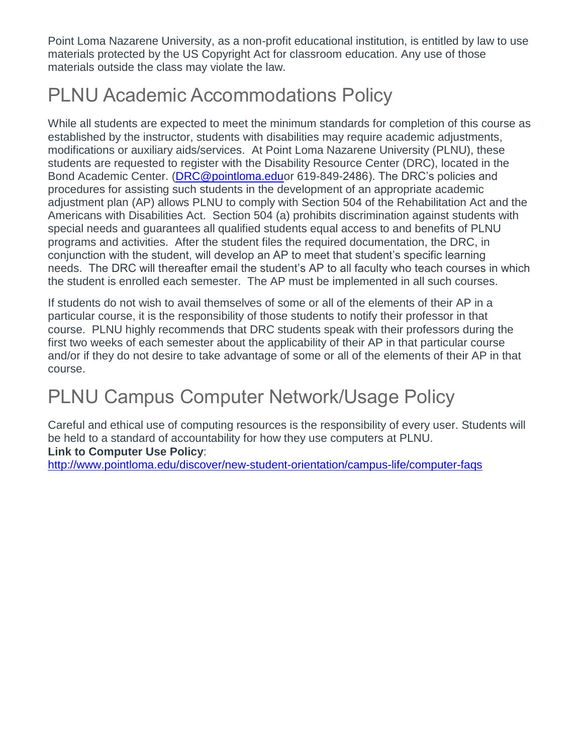Point Loma Nazarene University, as a non-profit educational institution, is entitled by law to use materials protected by the US Copyright Act for classroom education. Any use of those materials outside the class may violate the law.

## PLNU Academic Accommodations Policy

While all students are expected to meet the minimum standards for completion of this course as established by the instructor, students with disabilities may require academic adjustments, modifications or auxiliary aids/services. At Point Loma Nazarene University (PLNU), these students are requested to register with the Disability Resource Center (DRC), located in the Bond Academic Center. (DRC@pointloma.eduor 619-849-2486). The DRC's policies and procedures for assisting such students in the development of an appropriate academic adjustment plan (AP) allows PLNU to comply with Section 504 of the Rehabilitation Act and the Americans with Disabilities Act. Section 504 (a) prohibits discrimination against students with special needs and guarantees all qualified students equal access to and benefits of PLNU programs and activities. After the student files the required documentation, the DRC, in conjunction with the student, will develop an AP to meet that student's specific learning needs. The DRC will thereafter email the student's AP to all faculty who teach courses in which the student is enrolled each semester. The AP must be implemented in all such courses.

If students do not wish to avail themselves of some or all of the elements of their AP in a particular course, it is the responsibility of those students to notify their professor in that course. PLNU highly recommends that DRC students speak with their professors during the first two weeks of each semester about the applicability of their AP in that particular course and/or if they do not desire to take advantage of some or all of the elements of their AP in that course.

## PLNU Campus Computer Network/Usage Policy

Careful and ethical use of computing resources is the responsibility of every user. Students will be held to a standard of accountability for how they use computers at PLNU.
**Link to Computer Use Policy**:
http://www.pointloma.edu/discover/new-student-orientation/campus-life/computer-faqs